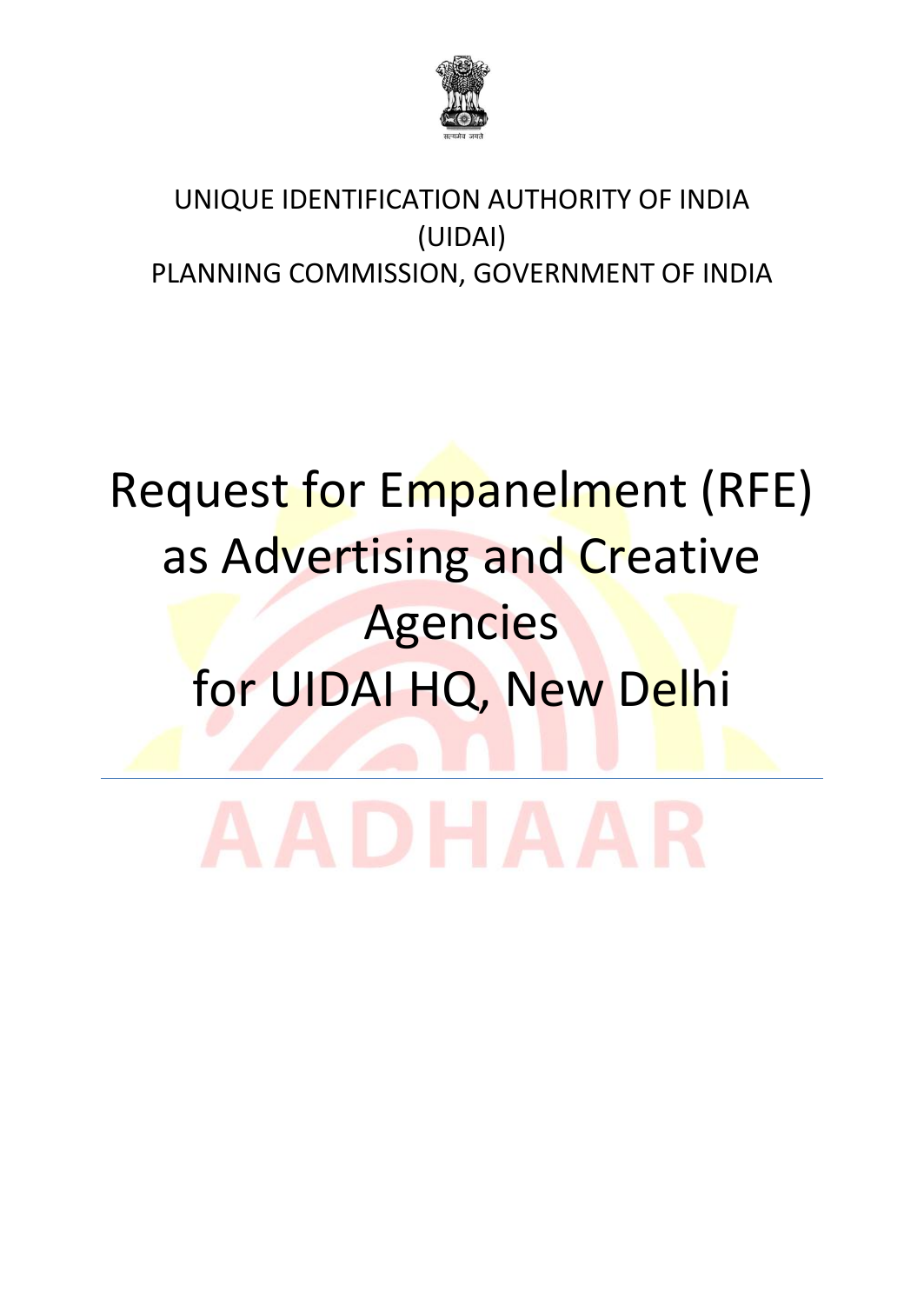UNIQUE IDENTIFICATION AUTHORITY OF INDIA (UIDAI)
PLANNING COMMISSION, GOVERNMENT OF INDIA

# Request for Empanelment (RFE) as Advertising and Creative Agencies for UIDAI HQ, New Delhi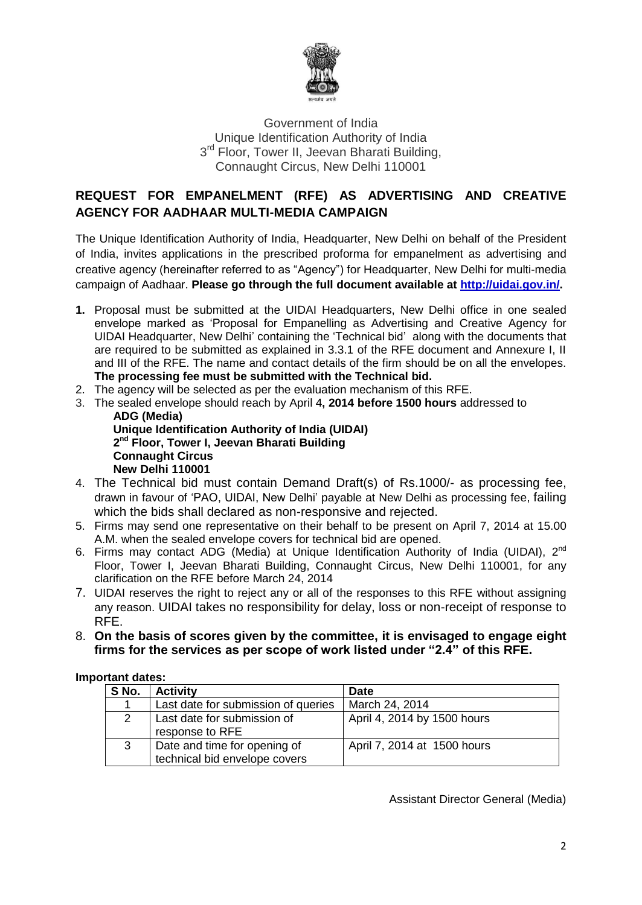Government of India
Unique Identification Authority of India
3rd Floor, Tower II, Jeevan Bharati Building,
Connaught Circus, New Delhi 110001

## REQUEST FOR EMPANELMENT (RFE) AS ADVERTISING AND CREATIVE AGENCY FOR AADHAAR MULTI-MEDIA CAMPAIGN

The Unique Identification Authority of India, Headquarter, New Delhi on behalf of the President of India, invites applications in the prescribed proforma for empanelment as advertising and creative agency (hereinafter referred to as "Agency") for Headquarter, New Delhi for multi-media campaign of Aadhaar. **Please go through the full document available at http://uidai.gov.in/.**

1. Proposal must be submitted at the UIDAI Headquarters, New Delhi office in one sealed envelope marked as 'Proposal for Empanelling as Advertising and Creative Agency for UIDAI Headquarter, New Delhi' containing the 'Technical bid' along with the documents that are required to be submitted as explained in 3.3.1 of the RFE document and Annexure I, II and III of the RFE. The name and contact details of the firm should be on all the envelopes. **The processing fee must be submitted with the Technical bid.**
2. The agency will be selected as per the evaluation mechanism of this RFE.
3. The sealed envelope should reach by April 4**, 2014 before 1500 hours** addressed to
   **ADG (Media)**
   **Unique Identification Authority of India (UIDAI)**
   **2nd Floor, Tower I, Jeevan Bharati Building**
   **Connaught Circus**
   **New Delhi 110001**
4. The Technical bid must contain Demand Draft(s) of Rs.1000/- as processing fee, drawn in favour of 'PAO, UIDAI, New Delhi' payable at New Delhi as processing fee, failing which the bids shall declared as non-responsive and rejected.
5. Firms may send one representative on their behalf to be present on April 7, 2014 at 15.00 A.M. when the sealed envelope covers for technical bid are opened.
6. Firms may contact ADG (Media) at Unique Identification Authority of India (UIDAI), 2nd Floor, Tower I, Jeevan Bharati Building, Connaught Circus, New Delhi 110001, for any clarification on the RFE before March 24, 2014
7. UIDAI reserves the right to reject any or all of the responses to this RFE without assigning any reason. UIDAI takes no responsibility for delay, loss or non-receipt of response to RFE.
8. **On the basis of scores given by the committee, it is envisaged to engage eight firms for the services as per scope of work listed under "2.4" of this RFE.**

**Important dates:**

| S No. | Activity | Date |
|---|---|---|
| 1 | Last date for submission of queries | March 24, 2014 |
| 2 | Last date for submission of response to RFE | April 4, 2014 by 1500 hours |
| 3 | Date and time for opening of technical bid envelope covers | April 7, 2014 at 1500 hours |

Assistant Director General (Media)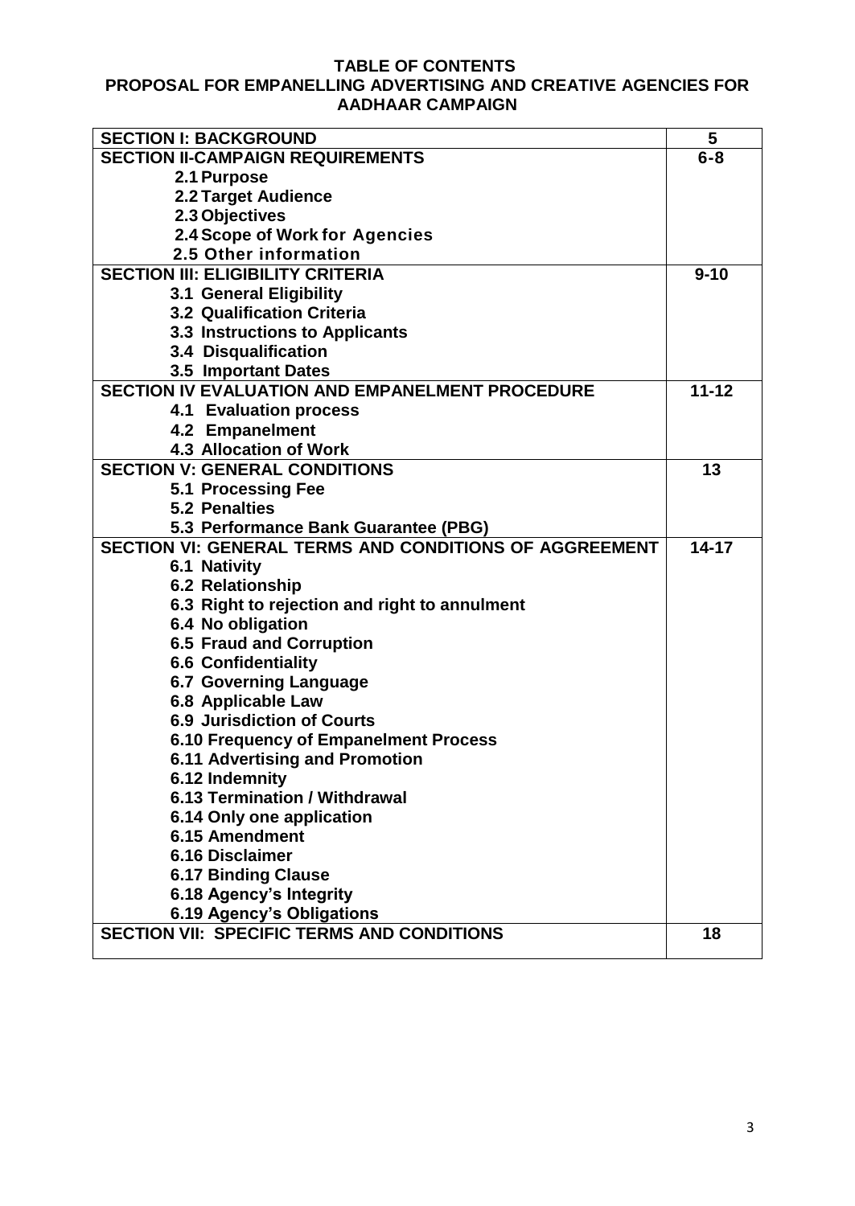# TABLE OF CONTENTS

## PROPOSAL FOR EMPANELLING ADVERTISING AND CREATIVE AGENCIES FOR AADHAAR CAMPAIGN

| SECTION I: BACKGROUND | 5 |
|---|---|
| **SECTION II-CAMPAIGN REQUIREMENTS** | **6-8** |
| 2.1 Purpose | |
| 2.2 Target Audience | |
| 2.3 Objectives | |
| 2.4 Scope of Work for Agencies | |
| 2.5 Other information | |
| **SECTION III: ELIGIBILITY CRITERIA** | **9-10** |
| 3.1 General Eligibility | |
| 3.2 Qualification Criteria | |
| 3.3 Instructions to Applicants | |
| 3.4 Disqualification | |
| 3.5 Important Dates | |
| **SECTION IV EVALUATION AND EMPANELMENT PROCEDURE** | **11-12** |
| 4.1 Evaluation process | |
| 4.2 Empanelment | |
| 4.3 Allocation of Work | |
| **SECTION V: GENERAL CONDITIONS** | **13** |
| 5.1 Processing Fee | |
| 5.2 Penalties | |
| 5.3 Performance Bank Guarantee (PBG) | |
| **SECTION VI: GENERAL TERMS AND CONDITIONS OF AGGREEMENT** | **14-17** |
| 6.1 Nativity | |
| 6.2 Relationship | |
| 6.3 Right to rejection and right to annulment | |
| 6.4 No obligation | |
| 6.5 Fraud and Corruption | |
| 6.6 Confidentiality | |
| 6.7 Governing Language | |
| 6.8 Applicable Law | |
| 6.9 Jurisdiction of Courts | |
| 6.10 Frequency of Empanelment Process | |
| 6.11 Advertising and Promotion | |
| 6.12 Indemnity | |
| 6.13 Termination / Withdrawal | |
| 6.14 Only one application | |
| 6.15 Amendment | |
| 6.16 Disclaimer | |
| 6.17 Binding Clause | |
| 6.18 Agency's Integrity | |
| 6.19 Agency's Obligations | |
| **SECTION VII: SPECIFIC TERMS AND CONDITIONS** | **18** |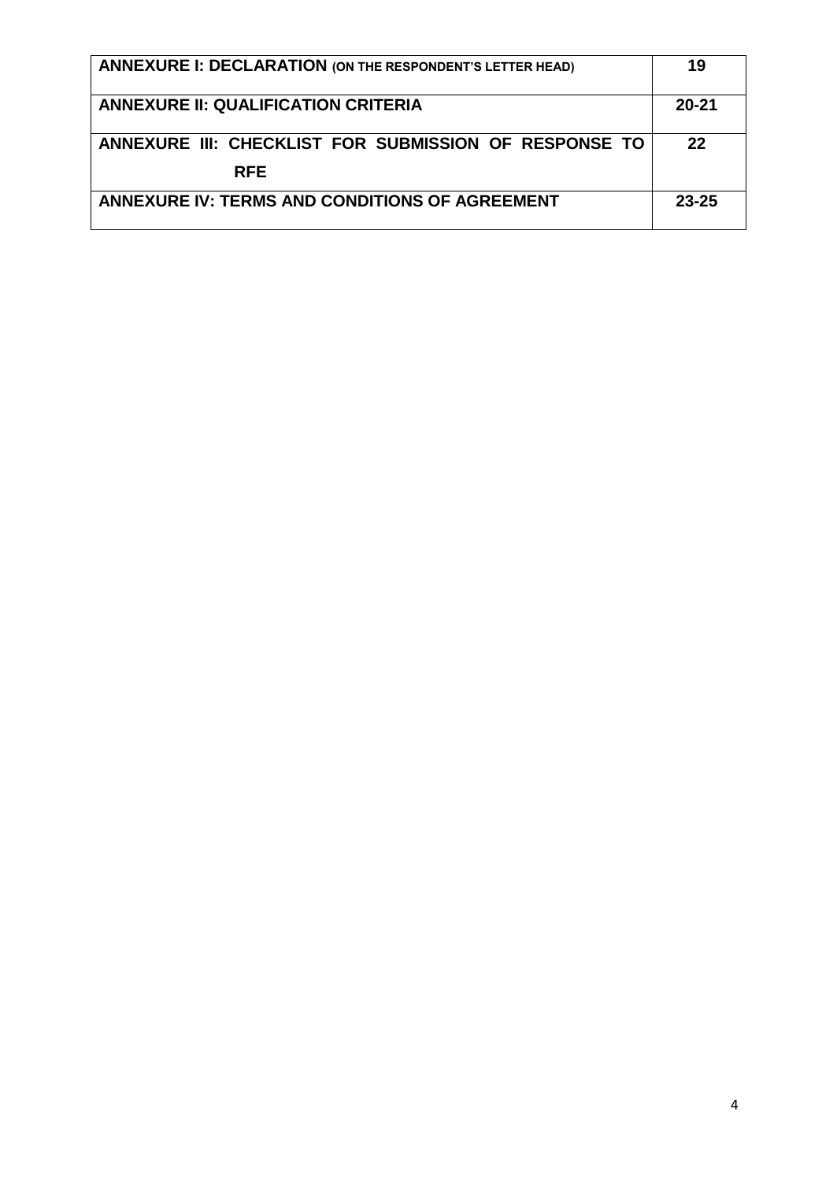| | |
|---|---|
| **ANNEXURE I: DECLARATION (ON THE RESPONDENT'S LETTER HEAD)** | **19** |
| **ANNEXURE II: QUALIFICATION CRITERIA** | **20-21** |
| **ANNEXURE III: CHECKLIST FOR SUBMISSION OF RESPONSE TO RFE** | **22** |
| **ANNEXURE IV: TERMS AND CONDITIONS OF AGREEMENT** | **23-25** |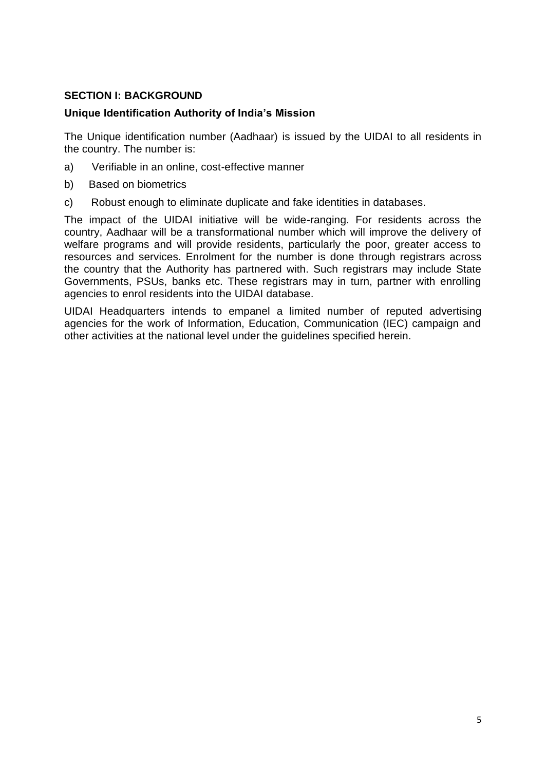## SECTION I: BACKGROUND

### Unique Identification Authority of India's Mission

The Unique identification number (Aadhaar) is issued by the UIDAI to all residents in the country. The number is:

a) Verifiable in an online, cost-effective manner

b) Based on biometrics

c) Robust enough to eliminate duplicate and fake identities in databases.

The impact of the UIDAI initiative will be wide-ranging. For residents across the country, Aadhaar will be a transformational number which will improve the delivery of welfare programs and will provide residents, particularly the poor, greater access to resources and services. Enrolment for the number is done through registrars across the country that the Authority has partnered with. Such registrars may include State Governments, PSUs, banks etc. These registrars may in turn, partner with enrolling agencies to enrol residents into the UIDAI database.

UIDAI Headquarters intends to empanel a limited number of reputed advertising agencies for the work of Information, Education, Communication (IEC) campaign and other activities at the national level under the guidelines specified herein.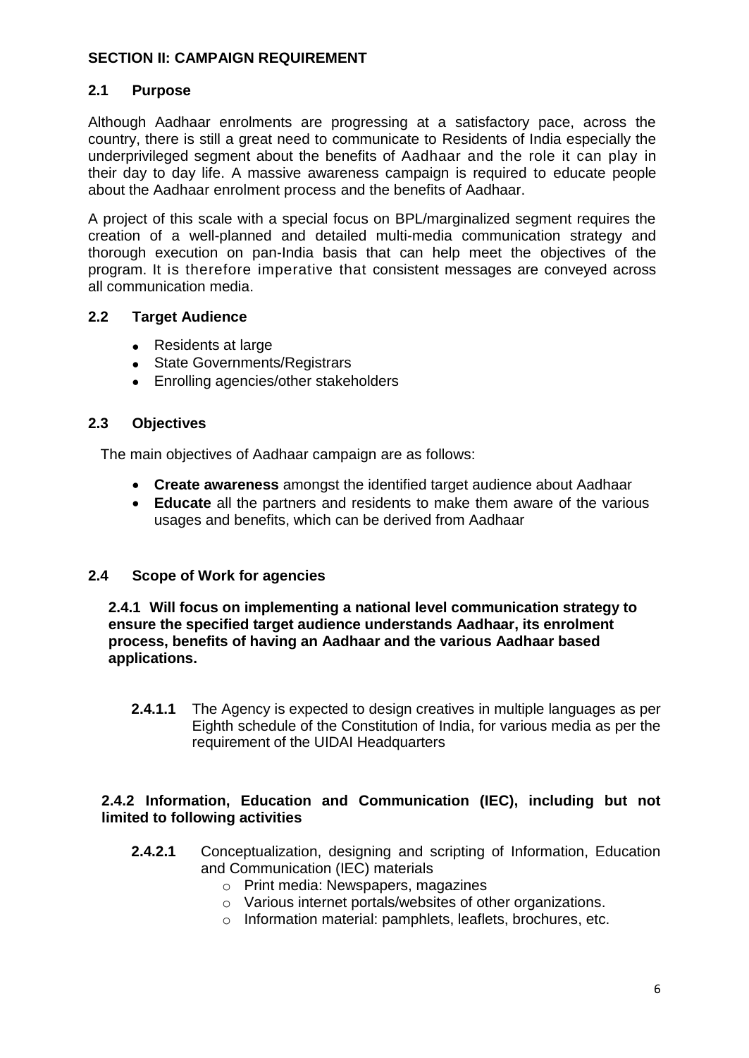## SECTION II: CAMPAIGN REQUIREMENT

### 2.1 Purpose

Although Aadhaar enrolments are progressing at a satisfactory pace, across the country, there is still a great need to communicate to Residents of India especially the underprivileged segment about the benefits of Aadhaar and the role it can play in their day to day life. A massive awareness campaign is required to educate people about the Aadhaar enrolment process and the benefits of Aadhaar.

A project of this scale with a special focus on BPL/marginalized segment requires the creation of a well-planned and detailed multi-media communication strategy and thorough execution on pan-India basis that can help meet the objectives of the program. It is therefore imperative that consistent messages are conveyed across all communication media.

### 2.2 Target Audience

- Residents at large
- State Governments/Registrars
- Enrolling agencies/other stakeholders

### 2.3 Objectives

The main objectives of Aadhaar campaign are as follows:

- **Create awareness** amongst the identified target audience about Aadhaar
- **Educate** all the partners and residents to make them aware of the various usages and benefits, which can be derived from Aadhaar

### 2.4 Scope of Work for agencies

**2.4.1 Will focus on implementing a national level communication strategy to ensure the specified target audience understands Aadhaar, its enrolment process, benefits of having an Aadhaar and the various Aadhaar based applications.**

**2.4.1.1** The Agency is expected to design creatives in multiple languages as per Eighth schedule of the Constitution of India, for various media as per the requirement of the UIDAI Headquarters

**2.4.2 Information, Education and Communication (IEC), including but not limited to following activities**

**2.4.2.1** Conceptualization, designing and scripting of Information, Education and Communication (IEC) materials

- Print media: Newspapers, magazines
- Various internet portals/websites of other organizations.
- Information material: pamphlets, leaflets, brochures, etc.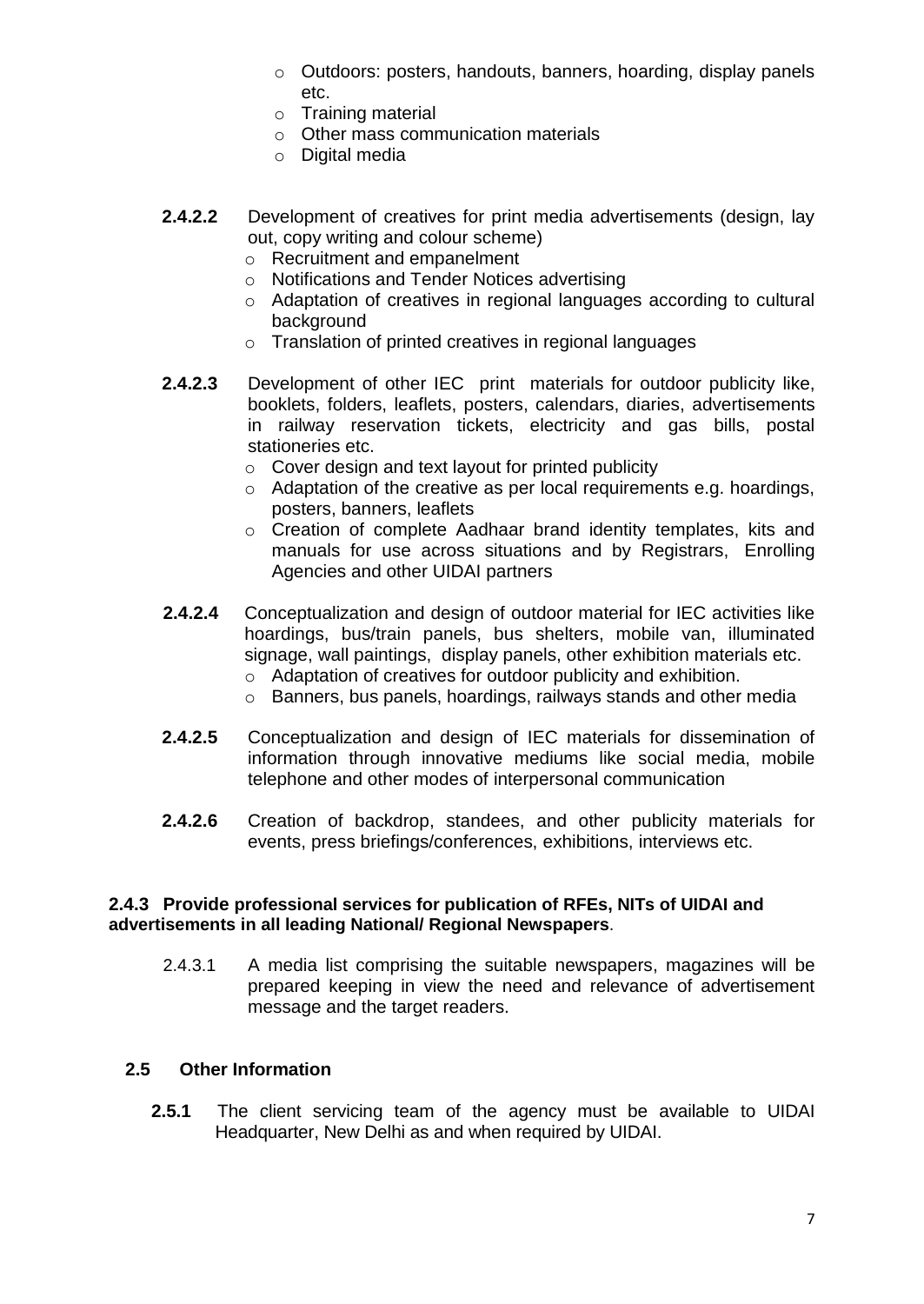- Outdoors: posters, handouts, banners, hoarding, display panels etc.
- Training material
- Other mass communication materials
- Digital media

**2.4.2.2** Development of creatives for print media advertisements (design, lay out, copy writing and colour scheme)

- Recruitment and empanelment
- Notifications and Tender Notices advertising
- Adaptation of creatives in regional languages according to cultural background
- Translation of printed creatives in regional languages

**2.4.2.3** Development of other IEC print materials for outdoor publicity like, booklets, folders, leaflets, posters, calendars, diaries, advertisements in railway reservation tickets, electricity and gas bills, postal stationeries etc.

- Cover design and text layout for printed publicity
- Adaptation of the creative as per local requirements e.g. hoardings, posters, banners, leaflets
- Creation of complete Aadhaar brand identity templates, kits and manuals for use across situations and by Registrars, Enrolling Agencies and other UIDAI partners

**2.4.2.4** Conceptualization and design of outdoor material for IEC activities like hoardings, bus/train panels, bus shelters, mobile van, illuminated signage, wall paintings, display panels, other exhibition materials etc.

- Adaptation of creatives for outdoor publicity and exhibition.
- Banners, bus panels, hoardings, railways stands and other media

**2.4.2.5** Conceptualization and design of IEC materials for dissemination of information through innovative mediums like social media, mobile telephone and other modes of interpersonal communication

**2.4.2.6** Creation of backdrop, standees, and other publicity materials for events, press briefings/conferences, exhibitions, interviews etc.

### 2.4.3 Provide professional services for publication of RFEs, NITs of UIDAI and advertisements in all leading National/ Regional Newspapers.

2.4.3.1 A media list comprising the suitable newspapers, magazines will be prepared keeping in view the need and relevance of advertisement message and the target readers.

## 2.5 Other Information

**2.5.1** The client servicing team of the agency must be available to UIDAI Headquarter, New Delhi as and when required by UIDAI.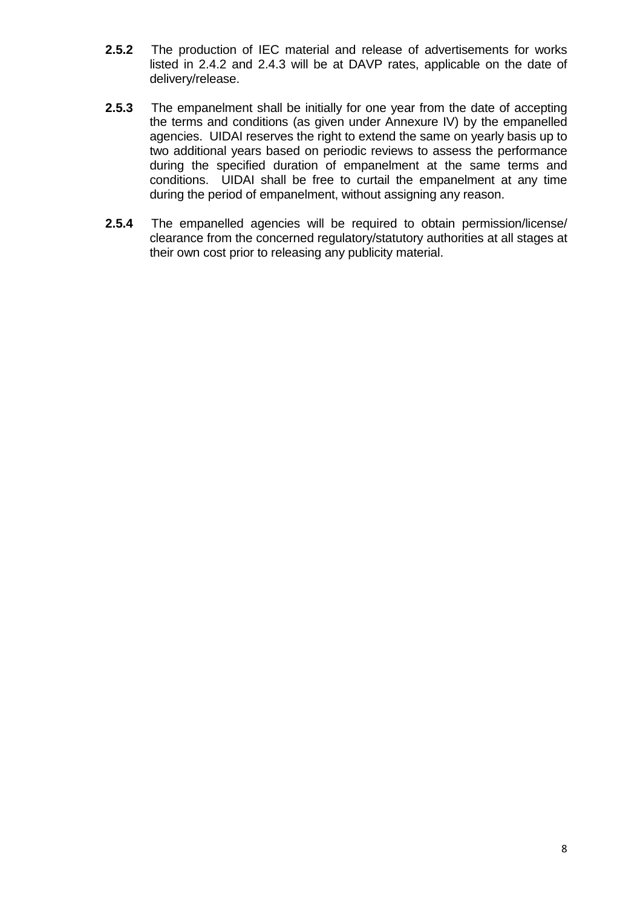**2.5.2** The production of IEC material and release of advertisements for works listed in 2.4.2 and 2.4.3 will be at DAVP rates, applicable on the date of delivery/release.

**2.5.3** The empanelment shall be initially for one year from the date of accepting the terms and conditions (as given under Annexure IV) by the empanelled agencies. UIDAI reserves the right to extend the same on yearly basis up to two additional years based on periodic reviews to assess the performance during the specified duration of empanelment at the same terms and conditions. UIDAI shall be free to curtail the empanelment at any time during the period of empanelment, without assigning any reason.

**2.5.4** The empanelled agencies will be required to obtain permission/license/ clearance from the concerned regulatory/statutory authorities at all stages at their own cost prior to releasing any publicity material.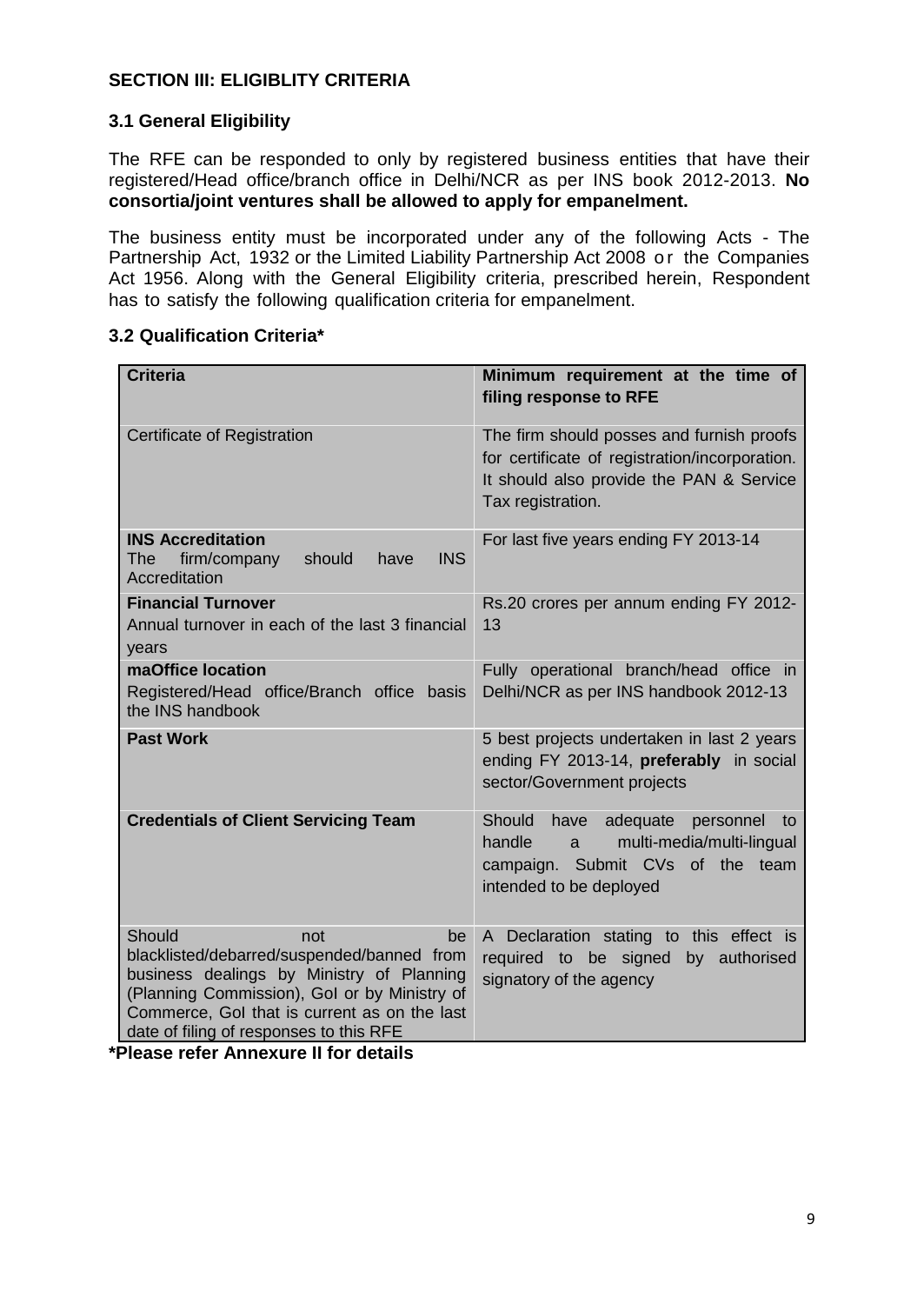## SECTION III: ELIGIBLITY CRITERIA

### 3.1 General Eligibility

The RFE can be responded to only by registered business entities that have their registered/Head office/branch office in Delhi/NCR as per INS book 2012-2013. **No consortia/joint ventures shall be allowed to apply for empanelment.**

The business entity must be incorporated under any of the following Acts - The Partnership Act, 1932 or the Limited Liability Partnership Act 2008 or the Companies Act 1956. Along with the General Eligibility criteria, prescribed herein, Respondent has to satisfy the following qualification criteria for empanelment.

### 3.2 Qualification Criteria*

| **Criteria** | **Minimum requirement at the time of filing response to RFE** |
|---|---|
| Certificate of Registration | The firm should posses and furnish proofs for certificate of registration/incorporation. It should also provide the PAN & Service Tax registration. |
| **INS Accreditation**<br>The firm/company should have INS Accreditation | For last five years ending FY 2013-14 |
| **Financial Turnover**<br>Annual turnover in each of the last 3 financial years | Rs.20 crores per annum ending FY 2012-13 |
| **maOffice location**<br>Registered/Head office/Branch office basis the INS handbook | Fully operational branch/head office in Delhi/NCR as per INS handbook 2012-13 |
| **Past Work** | 5 best projects undertaken in last 2 years ending FY 2013-14, **preferably** in social sector/Government projects |
| **Credentials of Client Servicing Team** | Should have adequate personnel to handle a multi-media/multi-lingual campaign. Submit CVs of the team intended to be deployed |
| Should not be blacklisted/debarred/suspended/banned from business dealings by Ministry of Planning (Planning Commission), GoI or by Ministry of Commerce, GoI that is current as on the last date of filing of responses to this RFE | A Declaration stating to this effect is required to be signed by authorised signatory of the agency |

**\*Please refer Annexure II for details**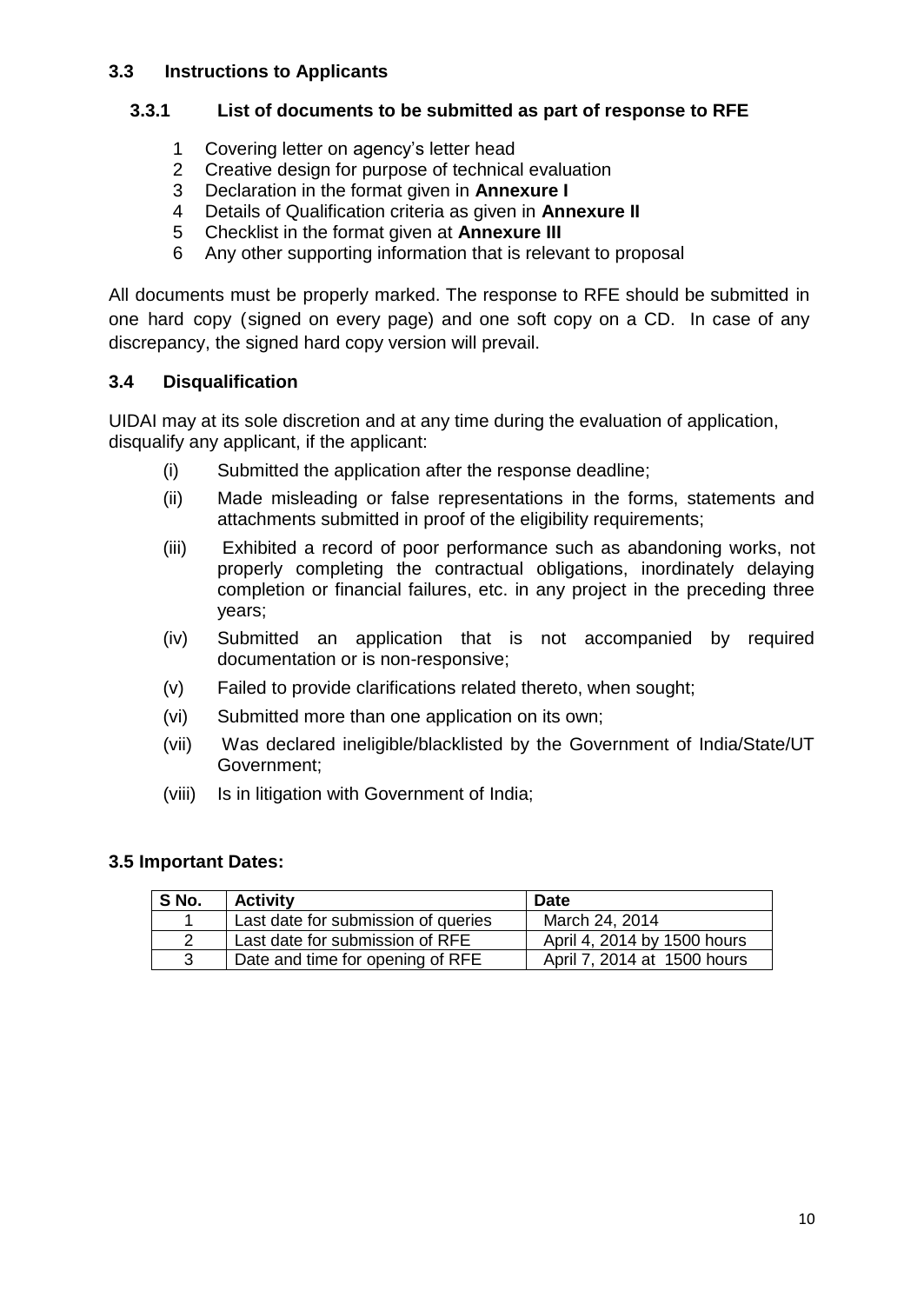### 3.3 Instructions to Applicants

#### 3.3.1 List of documents to be submitted as part of response to RFE

1. Covering letter on agency's letter head
2. Creative design for purpose of technical evaluation
3. Declaration in the format given in **Annexure I**
4. Details of Qualification criteria as given in **Annexure II**
5. Checklist in the format given at **Annexure III**
6. Any other supporting information that is relevant to proposal

All documents must be properly marked. The response to RFE should be submitted in one hard copy (signed on every page) and one soft copy on a CD. In case of any discrepancy, the signed hard copy version will prevail.

### 3.4 Disqualification

UIDAI may at its sole discretion and at any time during the evaluation of application, disqualify any applicant, if the applicant:

(i) Submitted the application after the response deadline;

(ii) Made misleading or false representations in the forms, statements and attachments submitted in proof of the eligibility requirements;

(iii) Exhibited a record of poor performance such as abandoning works, not properly completing the contractual obligations, inordinately delaying completion or financial failures, etc. in any project in the preceding three years;

(iv) Submitted an application that is not accompanied by required documentation or is non-responsive;

(v) Failed to provide clarifications related thereto, when sought;

(vi) Submitted more than one application on its own;

(vii) Was declared ineligible/blacklisted by the Government of India/State/UT Government;

(viii) Is in litigation with Government of India;

### 3.5 Important Dates:

| S No. | Activity | Date |
|---|---|---|
| 1 | Last date for submission of queries | March 24, 2014 |
| 2 | Last date for submission of RFE | April 4, 2014 by 1500 hours |
| 3 | Date and time for opening of RFE | April 7, 2014 at 1500 hours |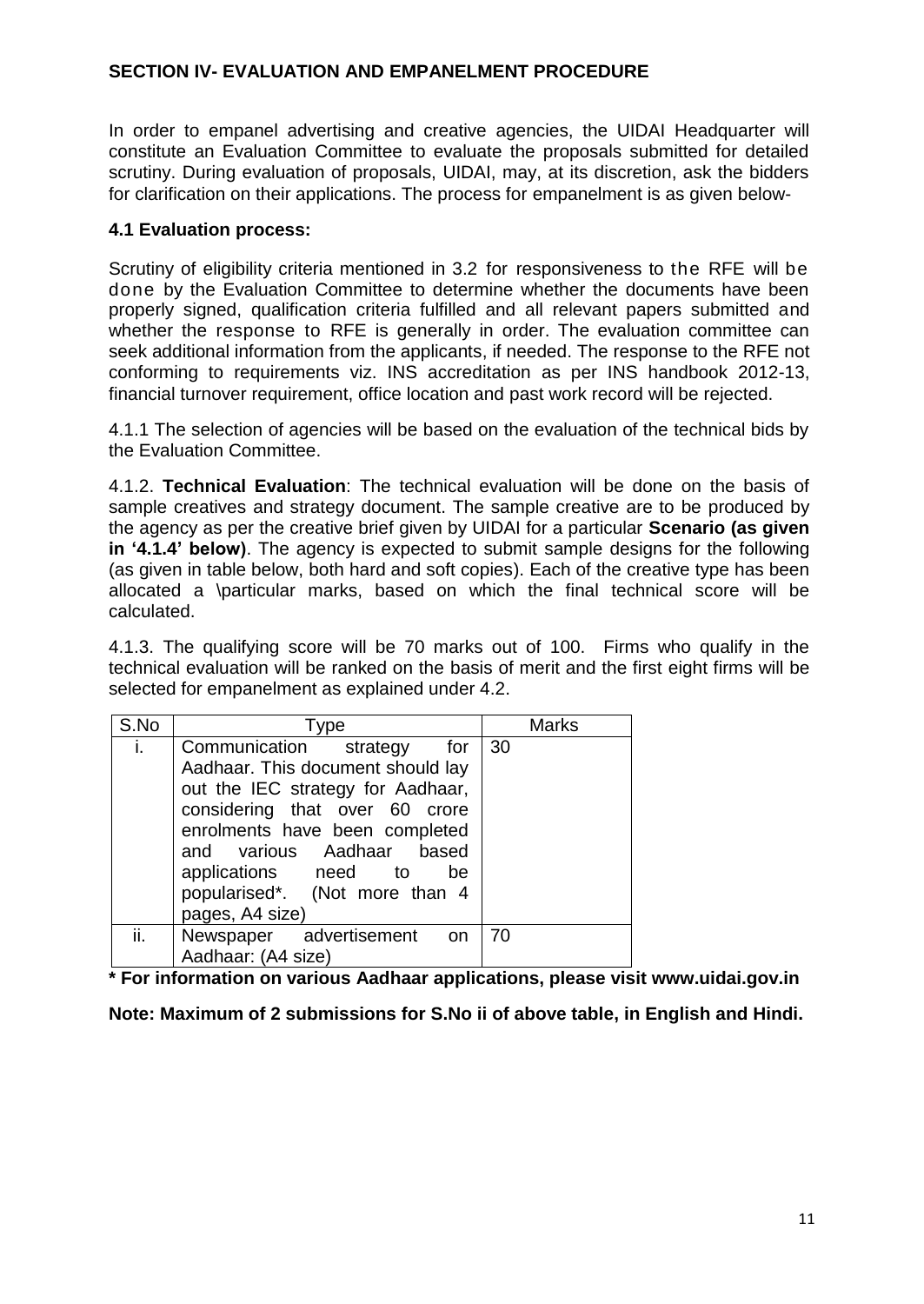## SECTION IV- EVALUATION AND EMPANELMENT PROCEDURE

In order to empanel advertising and creative agencies, the UIDAI Headquarter will constitute an Evaluation Committee to evaluate the proposals submitted for detailed scrutiny. During evaluation of proposals, UIDAI, may, at its discretion, ask the bidders for clarification on their applications. The process for empanelment is as given below-

### 4.1 Evaluation process:

Scrutiny of eligibility criteria mentioned in 3.2 for responsiveness to the RFE will be done by the Evaluation Committee to determine whether the documents have been properly signed, qualification criteria fulfilled and all relevant papers submitted and whether the response to RFE is generally in order. The evaluation committee can seek additional information from the applicants, if needed. The response to the RFE not conforming to requirements viz. INS accreditation as per INS handbook 2012-13, financial turnover requirement, office location and past work record will be rejected.

4.1.1 The selection of agencies will be based on the evaluation of the technical bids by the Evaluation Committee.

4.1.2. **Technical Evaluation**: The technical evaluation will be done on the basis of sample creatives and strategy document. The sample creative are to be produced by the agency as per the creative brief given by UIDAI for a particular **Scenario (as given in '4.1.4' below)**. The agency is expected to submit sample designs for the following (as given in table below, both hard and soft copies). Each of the creative type has been allocated a \particular marks, based on which the final technical score will be calculated.

4.1.3. The qualifying score will be 70 marks out of 100. Firms who qualify in the technical evaluation will be ranked on the basis of merit and the first eight firms will be selected for empanelment as explained under 4.2.

| S.No | Type | Marks |
|---|---|---|
| i. | Communication strategy for Aadhaar. This document should lay out the IEC strategy for Aadhaar, considering that over 60 crore enrolments have been completed and various Aadhaar based applications need to be popularised*. (Not more than 4 pages, A4 size) | 30 |
| ii. | Newspaper advertisement on Aadhaar: (A4 size) | 70 |

**\* For information on various Aadhaar applications, please visit www.uidai.gov.in**

**Note: Maximum of 2 submissions for S.No ii of above table, in English and Hindi.**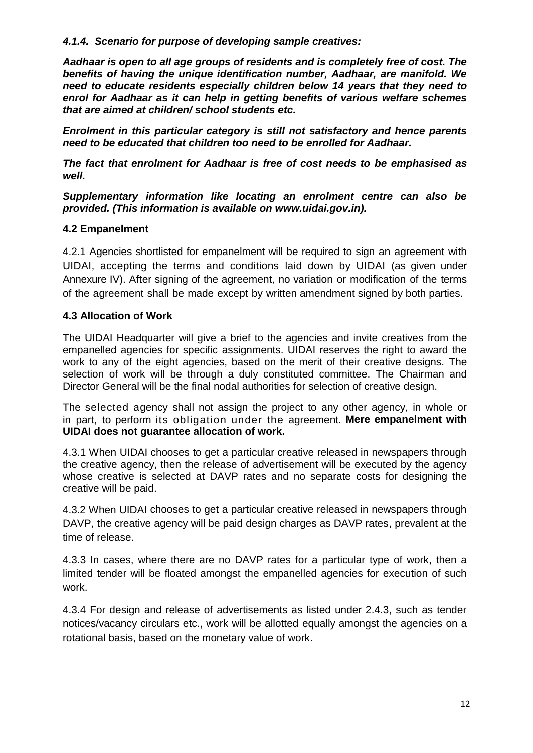***4.1.4. Scenario for purpose of developing sample creatives:***

***Aadhaar is open to all age groups of residents and is completely free of cost. The benefits of having the unique identification number, Aadhaar, are manifold. We need to educate residents especially children below 14 years that they need to enrol for Aadhaar as it can help in getting benefits of various welfare schemes that are aimed at children/ school students etc.***

***Enrolment in this particular category is still not satisfactory and hence parents need to be educated that children too need to be enrolled for Aadhaar.***

***The fact that enrolment for Aadhaar is free of cost needs to be emphasised as well.***

***Supplementary information like locating an enrolment centre can also be provided. (This information is available on www.uidai.gov.in).***

### 4.2 Empanelment

4.2.1 Agencies shortlisted for empanelment will be required to sign an agreement with UIDAI, accepting the terms and conditions laid down by UIDAI (as given under Annexure IV). After signing of the agreement, no variation or modification of the terms of the agreement shall be made except by written amendment signed by both parties.

### 4.3 Allocation of Work

The UIDAI Headquarter will give a brief to the agencies and invite creatives from the empanelled agencies for specific assignments. UIDAI reserves the right to award the work to any of the eight agencies, based on the merit of their creative designs. The selection of work will be through a duly constituted committee. The Chairman and Director General will be the final nodal authorities for selection of creative design.

The selected agency shall not assign the project to any other agency, in whole or in part, to perform its obligation under the agreement. **Mere empanelment with UIDAI does not guarantee allocation of work.**

4.3.1 When UIDAI chooses to get a particular creative released in newspapers through the creative agency, then the release of advertisement will be executed by the agency whose creative is selected at DAVP rates and no separate costs for designing the creative will be paid.

4.3.2 When UIDAI chooses to get a particular creative released in newspapers through DAVP, the creative agency will be paid design charges as DAVP rates, prevalent at the time of release.

4.3.3 In cases, where there are no DAVP rates for a particular type of work, then a limited tender will be floated amongst the empanelled agencies for execution of such work.

4.3.4 For design and release of advertisements as listed under 2.4.3, such as tender notices/vacancy circulars etc., work will be allotted equally amongst the agencies on a rotational basis, based on the monetary value of work.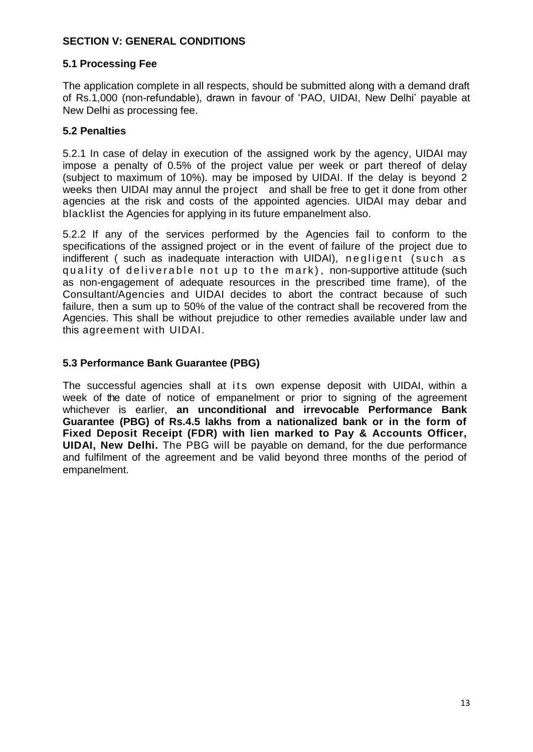## SECTION V: GENERAL CONDITIONS

### 5.1 Processing Fee

The application complete in all respects, should be submitted along with a demand draft of Rs.1,000 (non-refundable), drawn in favour of 'PAO, UIDAI, New Delhi' payable at New Delhi as processing fee.

### 5.2 Penalties

5.2.1 In case of delay in execution of the assigned work by the agency, UIDAI may impose a penalty of 0.5% of the project value per week or part thereof of delay (subject to maximum of 10%). may be imposed by UIDAI. If the delay is beyond 2 weeks then UIDAI may annul the project and shall be free to get it done from other agencies at the risk and costs of the appointed agencies. UIDAI may debar and blacklist the Agencies for applying in its future empanelment also.

5.2.2 If any of the services performed by the Agencies fail to conform to the specifications of the assigned project or in the event of failure of the project due to indifferent ( such as inadequate interaction with UIDAI), negligent (such as quality of deliverable not up to the mark), non-supportive attitude (such as non-engagement of adequate resources in the prescribed time frame), of the Consultant/Agencies and UIDAI decides to abort the contract because of such failure, then a sum up to 50% of the value of the contract shall be recovered from the Agencies. This shall be without prejudice to other remedies available under law and this agreement with UIDAI.

### 5.3 Performance Bank Guarantee (PBG)

The successful agencies shall at its own expense deposit with UIDAI, within a week of the date of notice of empanelment or prior to signing of the agreement whichever is earlier, **an unconditional and irrevocable Performance Bank Guarantee (PBG) of Rs.4.5 lakhs from a nationalized bank or in the form of Fixed Deposit Receipt (FDR) with lien marked to Pay & Accounts Officer, UIDAI, New Delhi.** The PBG will be payable on demand, for the due performance and fulfilment of the agreement and be valid beyond three months of the period of empanelment.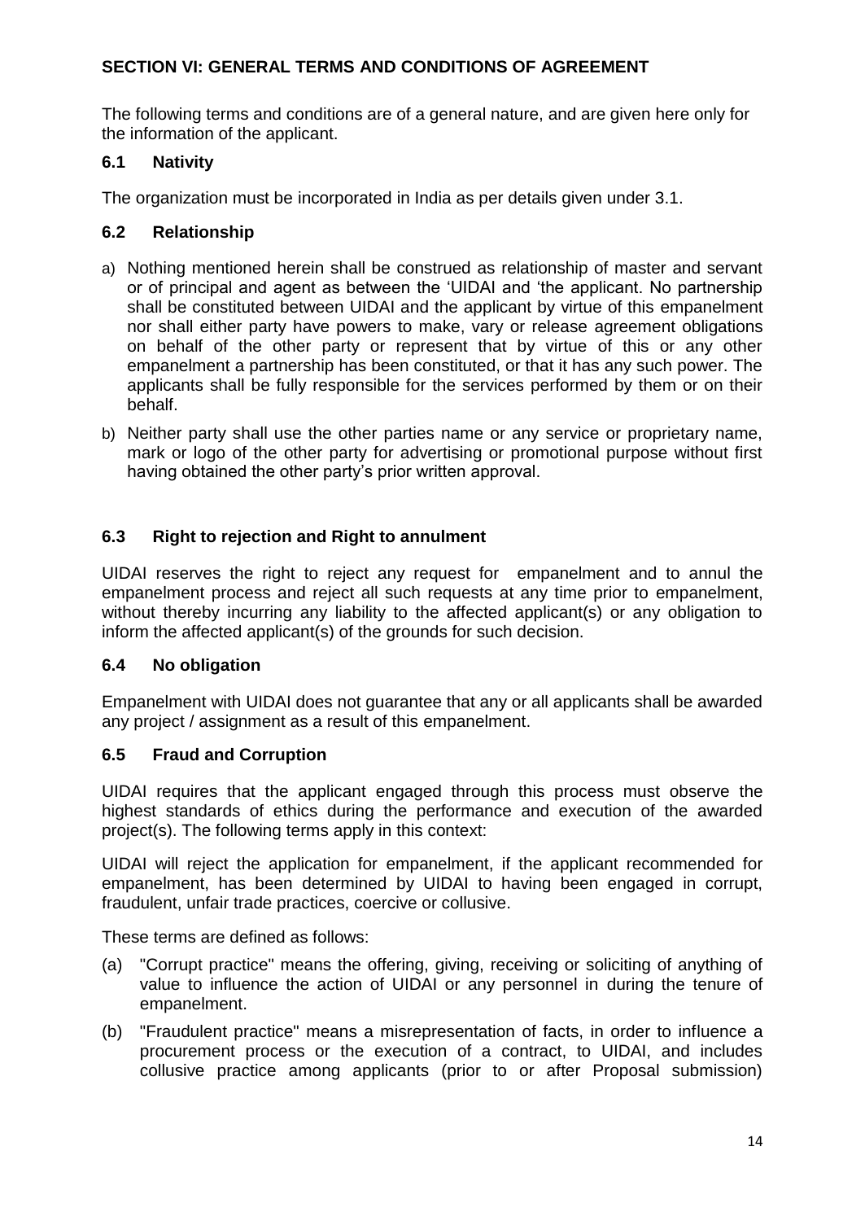## SECTION VI: GENERAL TERMS AND CONDITIONS OF AGREEMENT

The following terms and conditions are of a general nature, and are given here only for the information of the applicant.

### 6.1 Nativity

The organization must be incorporated in India as per details given under 3.1.

### 6.2 Relationship

a) Nothing mentioned herein shall be construed as relationship of master and servant or of principal and agent as between the 'UIDAI and 'the applicant. No partnership shall be constituted between UIDAI and the applicant by virtue of this empanelment nor shall either party have powers to make, vary or release agreement obligations on behalf of the other party or represent that by virtue of this or any other empanelment a partnership has been constituted, or that it has any such power. The applicants shall be fully responsible for the services performed by them or on their behalf.

b) Neither party shall use the other parties name or any service or proprietary name, mark or logo of the other party for advertising or promotional purpose without first having obtained the other party's prior written approval.

### 6.3 Right to rejection and Right to annulment

UIDAI reserves the right to reject any request for empanelment and to annul the empanelment process and reject all such requests at any time prior to empanelment, without thereby incurring any liability to the affected applicant(s) or any obligation to inform the affected applicant(s) of the grounds for such decision.

### 6.4 No obligation

Empanelment with UIDAI does not guarantee that any or all applicants shall be awarded any project / assignment as a result of this empanelment.

### 6.5 Fraud and Corruption

UIDAI requires that the applicant engaged through this process must observe the highest standards of ethics during the performance and execution of the awarded project(s). The following terms apply in this context:

UIDAI will reject the application for empanelment, if the applicant recommended for empanelment, has been determined by UIDAI to having been engaged in corrupt, fraudulent, unfair trade practices, coercive or collusive.

These terms are defined as follows:

(a) "Corrupt practice" means the offering, giving, receiving or soliciting of anything of value to influence the action of UIDAI or any personnel in during the tenure of empanelment.

(b) "Fraudulent practice" means a misrepresentation of facts, in order to influence a procurement process or the execution of a contract, to UIDAI, and includes collusive practice among applicants (prior to or after Proposal submission)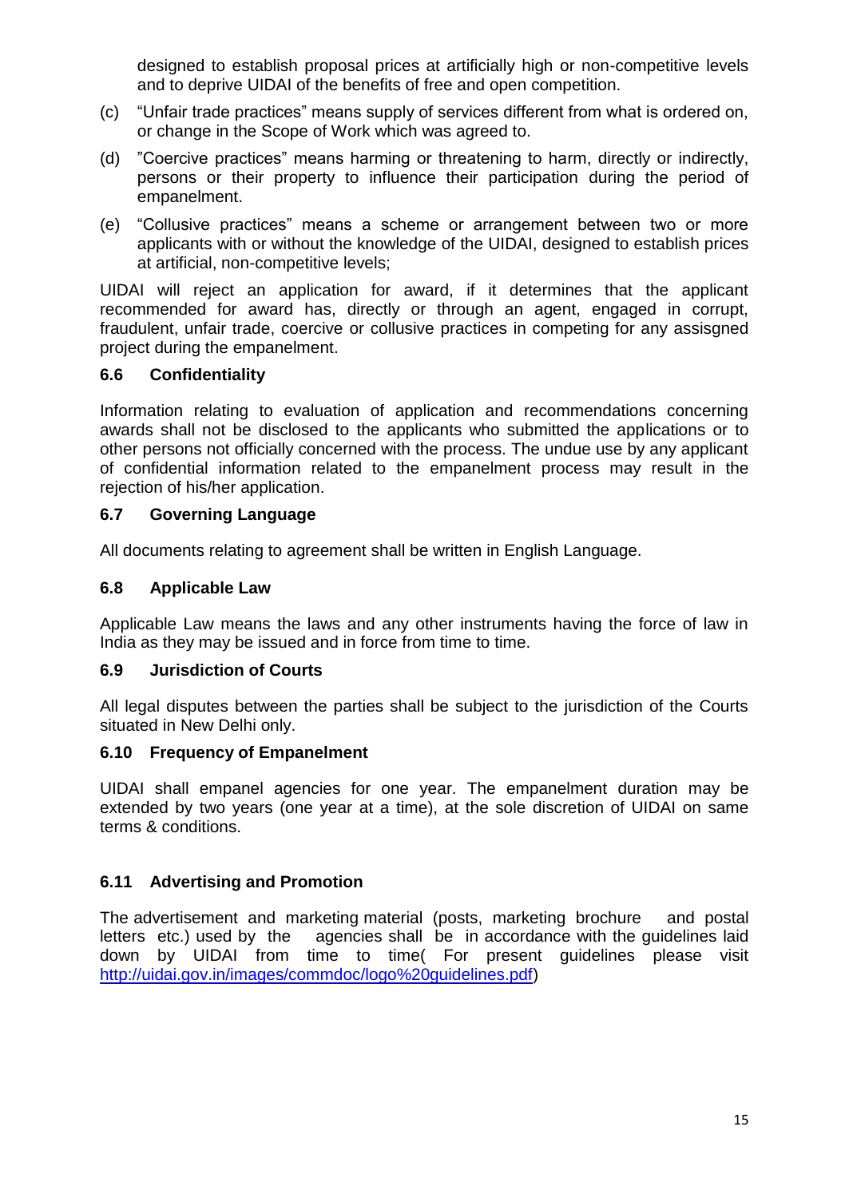designed to establish proposal prices at artificially high or non-competitive levels and to deprive UIDAI of the benefits of free and open competition.

(c) "Unfair trade practices" means supply of services different from what is ordered on, or change in the Scope of Work which was agreed to.

(d) "Coercive practices" means harming or threatening to harm, directly or indirectly, persons or their property to influence their participation during the period of empanelment.

(e) "Collusive practices" means a scheme or arrangement between two or more applicants with or without the knowledge of the UIDAI, designed to establish prices at artificial, non-competitive levels;

UIDAI will reject an application for award, if it determines that the applicant recommended for award has, directly or through an agent, engaged in corrupt, fraudulent, unfair trade, coercive or collusive practices in competing for any assisgned project during the empanelment.

### 6.6 Confidentiality

Information relating to evaluation of application and recommendations concerning awards shall not be disclosed to the applicants who submitted the applications or to other persons not officially concerned with the process. The undue use by any applicant of confidential information related to the empanelment process may result in the rejection of his/her application.

### 6.7 Governing Language

All documents relating to agreement shall be written in English Language.

### 6.8 Applicable Law

Applicable Law means the laws and any other instruments having the force of law in India as they may be issued and in force from time to time.

### 6.9 Jurisdiction of Courts

All legal disputes between the parties shall be subject to the jurisdiction of the Courts situated in New Delhi only.

### 6.10 Frequency of Empanelment

UIDAI shall empanel agencies for one year. The empanelment duration may be extended by two years (one year at a time), at the sole discretion of UIDAI on same terms & conditions.

### 6.11 Advertising and Promotion

The advertisement and marketing material (posts, marketing brochure and postal letters etc.) used by the agencies shall be in accordance with the guidelines laid down by UIDAI from time to time( For present guidelines please visit [http://uidai.gov.in/images/commdoc/logo%20guidelines.pdf](http://uidai.gov.in/images/commdoc/logo%20guidelines.pdf))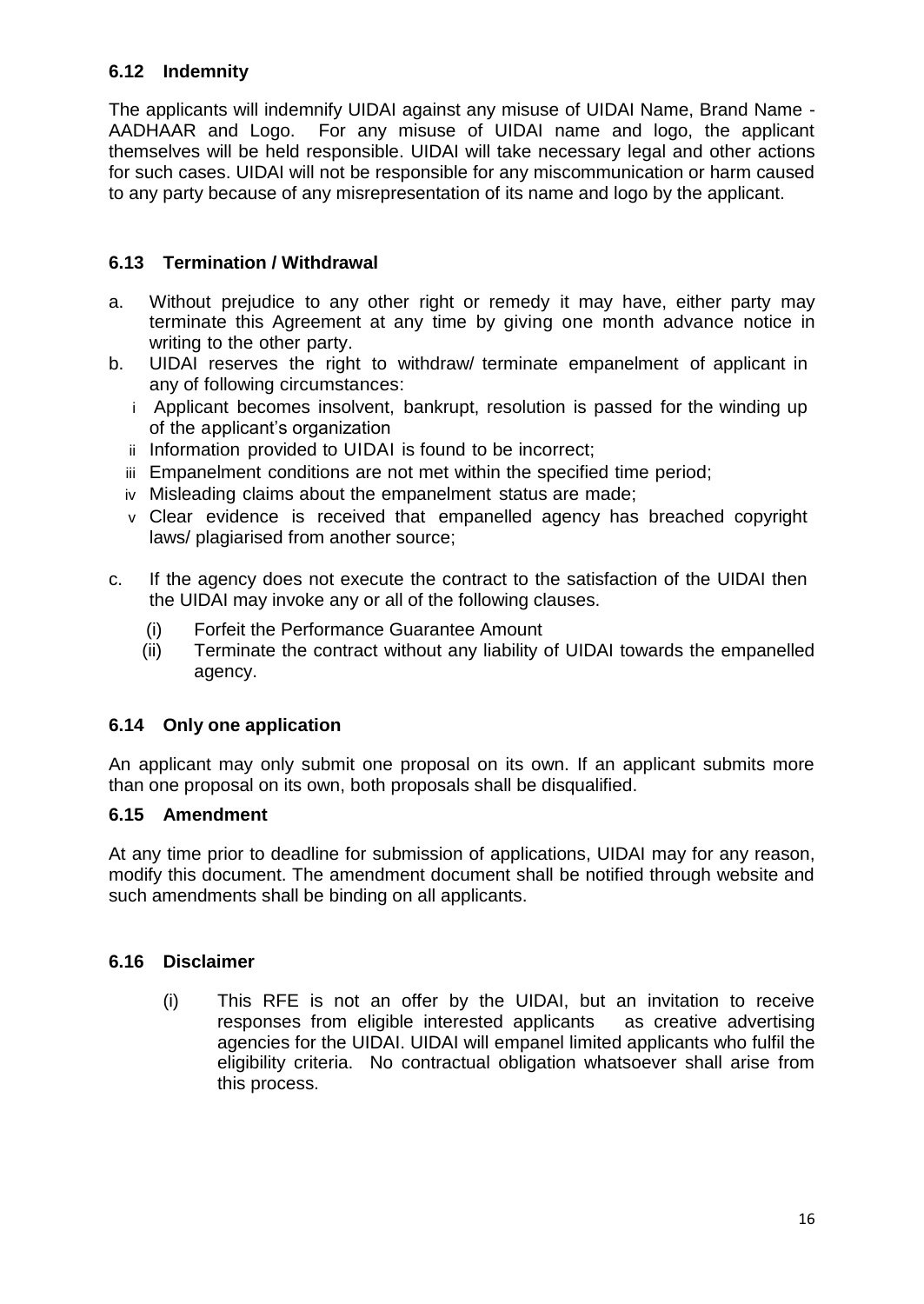### 6.12 Indemnity

The applicants will indemnify UIDAI against any misuse of UIDAI Name, Brand Name - AADHAAR and Logo. For any misuse of UIDAI name and logo, the applicant themselves will be held responsible. UIDAI will take necessary legal and other actions for such cases. UIDAI will not be responsible for any miscommunication or harm caused to any party because of any misrepresentation of its name and logo by the applicant.

### 6.13 Termination / Withdrawal

a. Without prejudice to any other right or remedy it may have, either party may terminate this Agreement at any time by giving one month advance notice in writing to the other party.

b. UIDAI reserves the right to withdraw/ terminate empanelment of applicant in any of following circumstances:

   i Applicant becomes insolvent, bankrupt, resolution is passed for the winding up of the applicant's organization

   ii Information provided to UIDAI is found to be incorrect;

   iii Empanelment conditions are not met within the specified time period;

   iv Misleading claims about the empanelment status are made;

   v Clear evidence is received that empanelled agency has breached copyright laws/ plagiarised from another source;

c. If the agency does not execute the contract to the satisfaction of the UIDAI then the UIDAI may invoke any or all of the following clauses.

   (i) Forfeit the Performance Guarantee Amount

   (ii) Terminate the contract without any liability of UIDAI towards the empanelled agency.

### 6.14 Only one application

An applicant may only submit one proposal on its own. If an applicant submits more than one proposal on its own, both proposals shall be disqualified.

### 6.15 Amendment

At any time prior to deadline for submission of applications, UIDAI may for any reason, modify this document. The amendment document shall be notified through website and such amendments shall be binding on all applicants.

### 6.16 Disclaimer

(i) This RFE is not an offer by the UIDAI, but an invitation to receive responses from eligible interested applicants as creative advertising agencies for the UIDAI. UIDAI will empanel limited applicants who fulfil the eligibility criteria. No contractual obligation whatsoever shall arise from this process.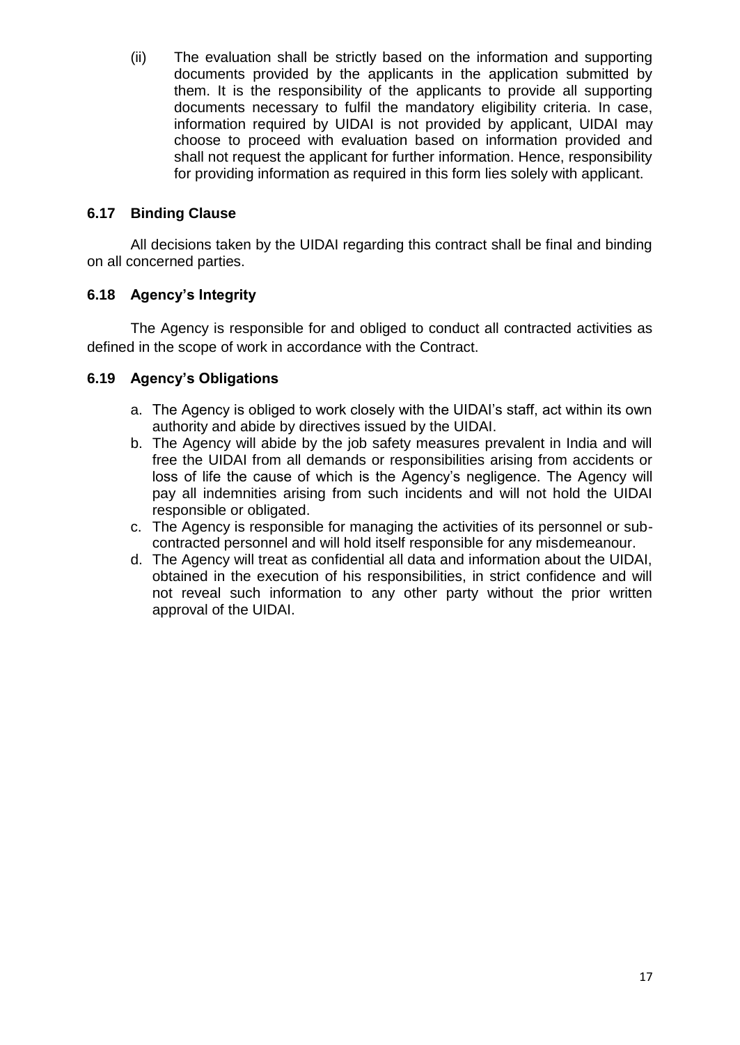(ii) The evaluation shall be strictly based on the information and supporting documents provided by the applicants in the application submitted by them. It is the responsibility of the applicants to provide all supporting documents necessary to fulfil the mandatory eligibility criteria. In case, information required by UIDAI is not provided by applicant, UIDAI may choose to proceed with evaluation based on information provided and shall not request the applicant for further information. Hence, responsibility for providing information as required in this form lies solely with applicant.

### 6.17 Binding Clause

All decisions taken by the UIDAI regarding this contract shall be final and binding on all concerned parties.

### 6.18 Agency's Integrity

The Agency is responsible for and obliged to conduct all contracted activities as defined in the scope of work in accordance with the Contract.

### 6.19 Agency's Obligations

a. The Agency is obliged to work closely with the UIDAI's staff, act within its own authority and abide by directives issued by the UIDAI.
b. The Agency will abide by the job safety measures prevalent in India and will free the UIDAI from all demands or responsibilities arising from accidents or loss of life the cause of which is the Agency's negligence. The Agency will pay all indemnities arising from such incidents and will not hold the UIDAI responsible or obligated.
c. The Agency is responsible for managing the activities of its personnel or sub-contracted personnel and will hold itself responsible for any misdemeanour.
d. The Agency will treat as confidential all data and information about the UIDAI, obtained in the execution of his responsibilities, in strict confidence and will not reveal such information to any other party without the prior written approval of the UIDAI.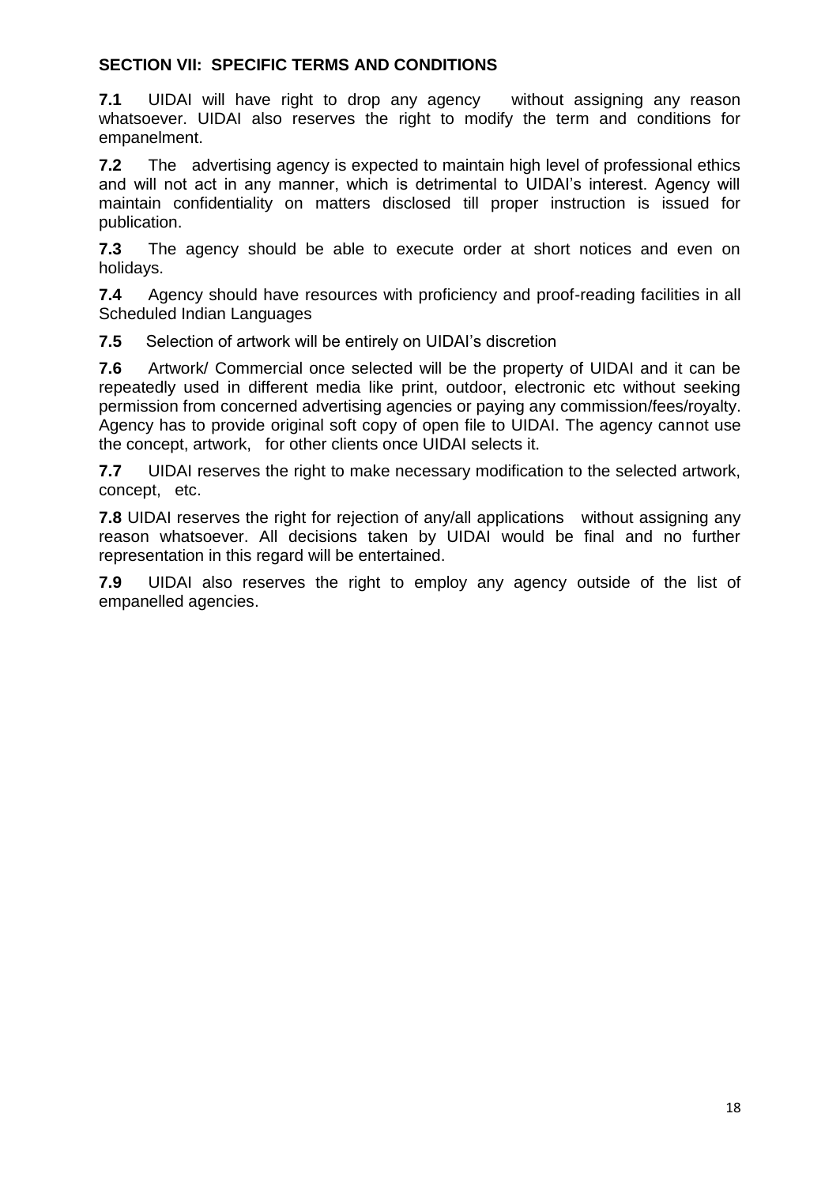## SECTION VII: SPECIFIC TERMS AND CONDITIONS

**7.1** UIDAI will have right to drop any agency without assigning any reason whatsoever. UIDAI also reserves the right to modify the term and conditions for empanelment.

**7.2** The advertising agency is expected to maintain high level of professional ethics and will not act in any manner, which is detrimental to UIDAI's interest. Agency will maintain confidentiality on matters disclosed till proper instruction is issued for publication.

**7.3** The agency should be able to execute order at short notices and even on holidays.

**7.4** Agency should have resources with proficiency and proof-reading facilities in all Scheduled Indian Languages

**7.5** Selection of artwork will be entirely on UIDAI's discretion

**7.6** Artwork/ Commercial once selected will be the property of UIDAI and it can be repeatedly used in different media like print, outdoor, electronic etc without seeking permission from concerned advertising agencies or paying any commission/fees/royalty. Agency has to provide original soft copy of open file to UIDAI. The agency cannot use the concept, artwork, for other clients once UIDAI selects it.

**7.7** UIDAI reserves the right to make necessary modification to the selected artwork, concept, etc.

**7.8** UIDAI reserves the right for rejection of any/all applications without assigning any reason whatsoever. All decisions taken by UIDAI would be final and no further representation in this regard will be entertained.

**7.9** UIDAI also reserves the right to employ any agency outside of the list of empanelled agencies.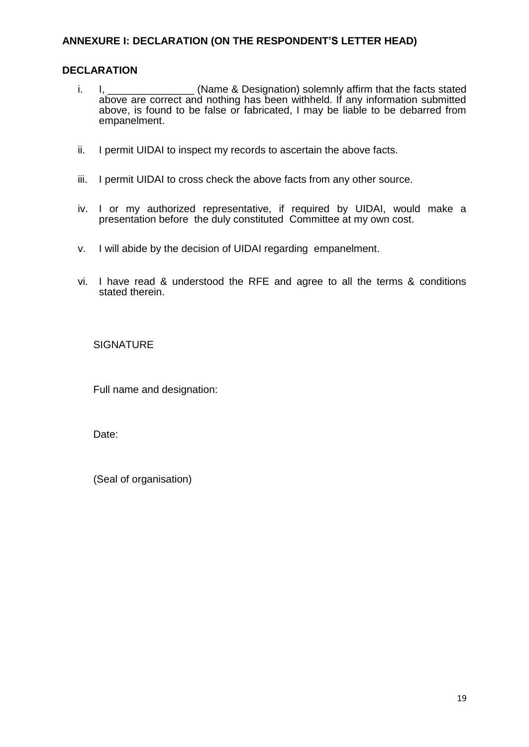**ANNEXURE I: DECLARATION (ON THE RESPONDENT'S LETTER HEAD)**

**DECLARATION**

i. I, _______________ (Name & Designation) solemnly affirm that the facts stated above are correct and nothing has been withheld. If any information submitted above, is found to be false or fabricated, I may be liable to be debarred from empanelment.

ii. I permit UIDAI to inspect my records to ascertain the above facts.

iii. I permit UIDAI to cross check the above facts from any other source.

iv. I or my authorized representative, if required by UIDAI, would make a presentation before the duly constituted Committee at my own cost.

v. I will abide by the decision of UIDAI regarding empanelment.

vi. I have read & understood the RFE and agree to all the terms & conditions stated therein.

SIGNATURE

Full name and designation:

Date:

(Seal of organisation)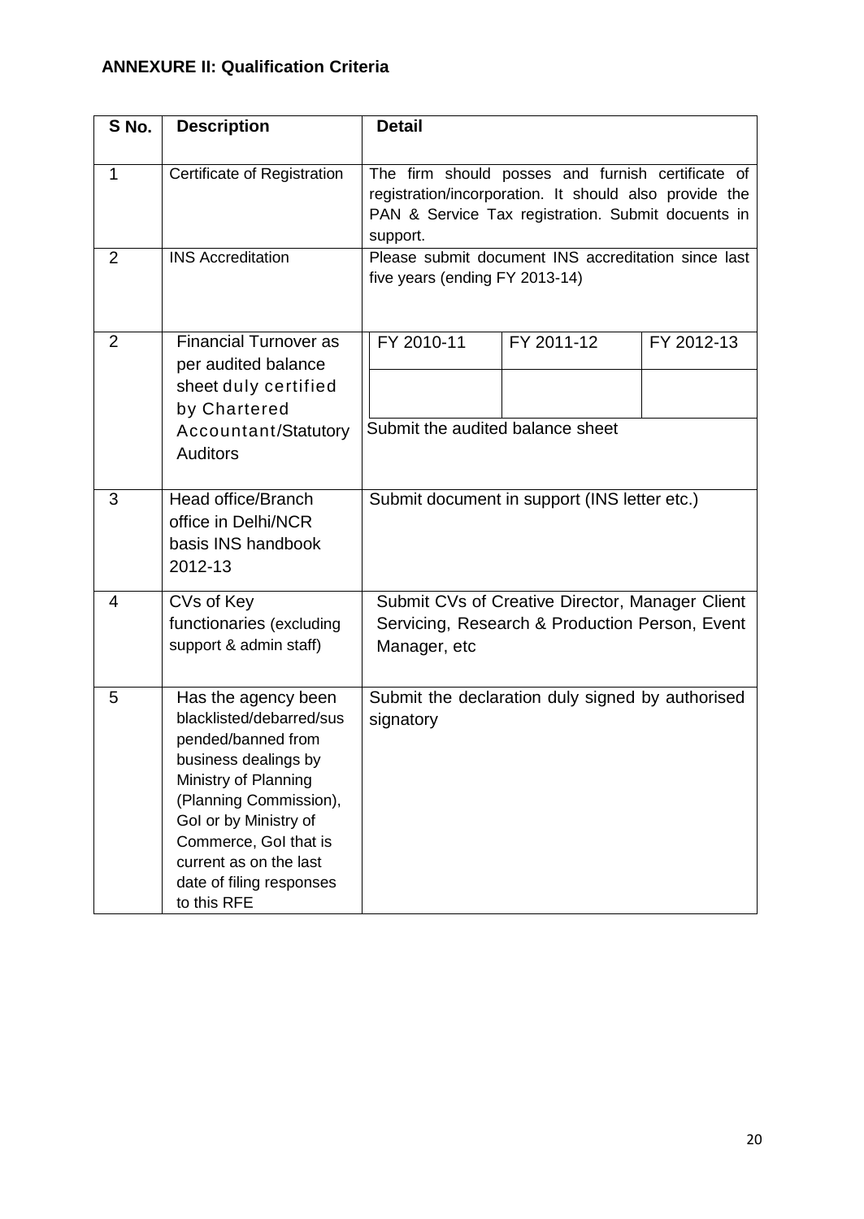**ANNEXURE II: Qualification Criteria**

| S No. | Description | Detail | | |
|---|---|---|---|---|
| 1 | Certificate of Registration | The firm should posses and furnish certificate of registration/incorporation. It should also provide the PAN & Service Tax registration. Submit docuents in support. | | |
| 2 | INS Accreditation | Please submit document INS accreditation since last five years (ending FY 2013-14) | | |
| 2 | Financial Turnover as per audited balance sheet duly certified by Chartered Accountant/Statutory Auditors | FY 2010-11 | FY 2011-12 | FY 2012-13 |
| | | | | |
| | | Submit the audited balance sheet | | |
| 3 | Head office/Branch office in Delhi/NCR basis INS handbook 2012-13 | Submit document in support (INS letter etc.) | | |
| 4 | CVs of Key functionaries (excluding support & admin staff) | Submit CVs of Creative Director, Manager Client Servicing, Research & Production Person, Event Manager, etc | | |
| 5 | Has the agency been blacklisted/debarred/suspended/banned from business dealings by Ministry of Planning (Planning Commission), GoI or by Ministry of Commerce, GoI that is current as on the last date of filing responses to this RFE | Submit the declaration duly signed by authorised signatory | | |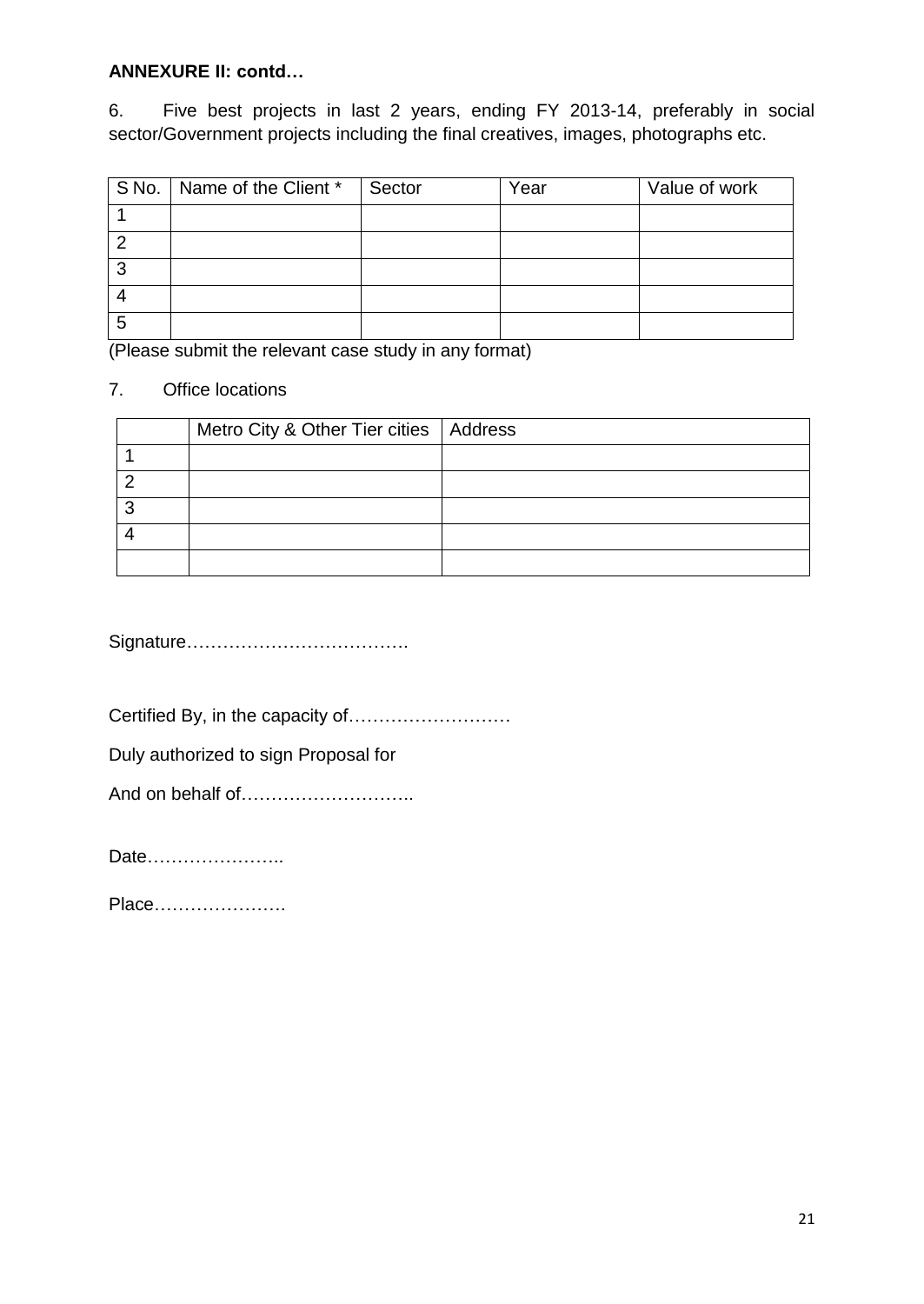**ANNEXURE II: contd…**

6. Five best projects in last 2 years, ending FY 2013-14, preferably in social sector/Government projects including the final creatives, images, photographs etc.

| S No. | Name of the Client * | Sector | Year | Value of work |
|---|---|---|---|---|
| 1 | | | | |
| 2 | | | | |
| 3 | | | | |
| 4 | | | | |
| 5 | | | | |

(Please submit the relevant case study in any format)

7. Office locations

| | Metro City & Other Tier cities | Address |
|---|---|---|
| 1 | | |
| 2 | | |
| 3 | | |
| 4 | | |
| | | |

Signature……………………………….

Certified By, in the capacity of………………………

Duly authorized to sign Proposal for

And on behalf of……………………….

Date…………………..

Place………………….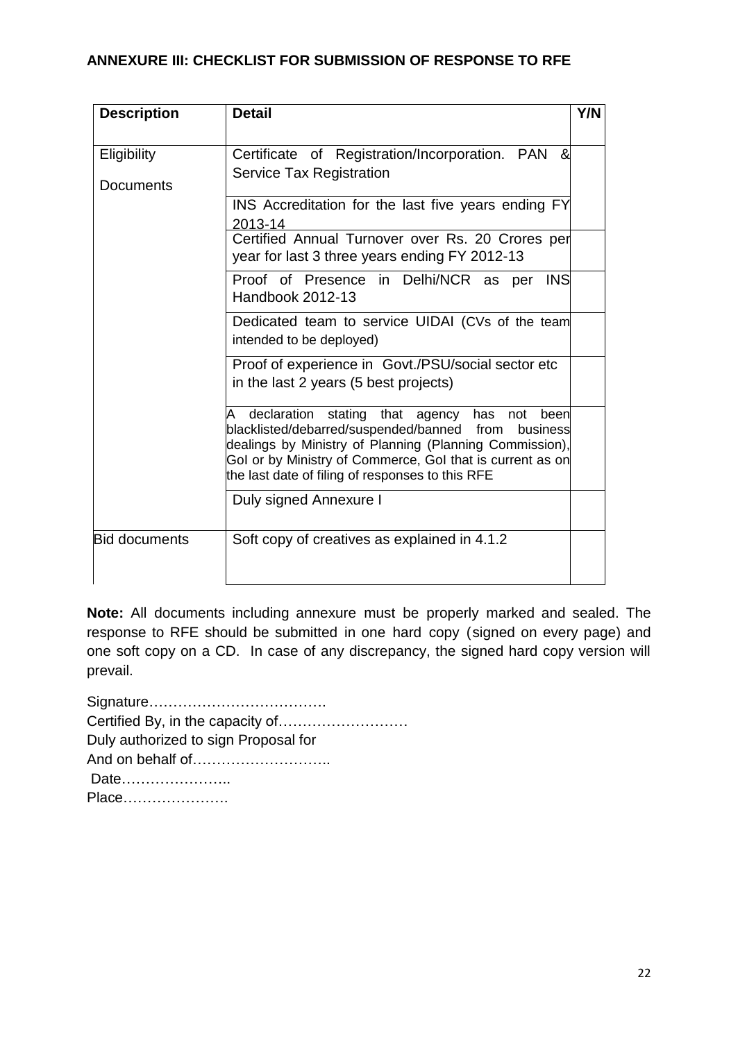**ANNEXURE III: CHECKLIST FOR SUBMISSION OF RESPONSE TO RFE**

| Description | Detail | Y/N |
|---|---|---|
| Eligibility Documents | Certificate of Registration/Incorporation. PAN & Service Tax Registration | |
| | INS Accreditation for the last five years ending FY 2013-14 | |
| | Certified Annual Turnover over Rs. 20 Crores per year for last 3 three years ending FY 2012-13 | |
| | Proof of Presence in Delhi/NCR as per INS Handbook 2012-13 | |
| | Dedicated team to service UIDAI (CVs of the team intended to be deployed) | |
| | Proof of experience in Govt./PSU/social sector etc in the last 2 years (5 best projects) | |
| | A declaration stating that agency has not been blacklisted/debarred/suspended/banned from business dealings by Ministry of Planning (Planning Commission), GoI or by Ministry of Commerce, GoI that is current as on the last date of filing of responses to this RFE | |
| | Duly signed Annexure I | |
| Bid documents | Soft copy of creatives as explained in 4.1.2 | |

**Note:** All documents including annexure must be properly marked and sealed. The response to RFE should be submitted in one hard copy (signed on every page) and one soft copy on a CD. In case of any discrepancy, the signed hard copy version will prevail.

Signature……………………………….  
Certified By, in the capacity of………………………  
Duly authorized to sign Proposal for  
And on behalf of……………………….  
Date…………………..  
Place………………….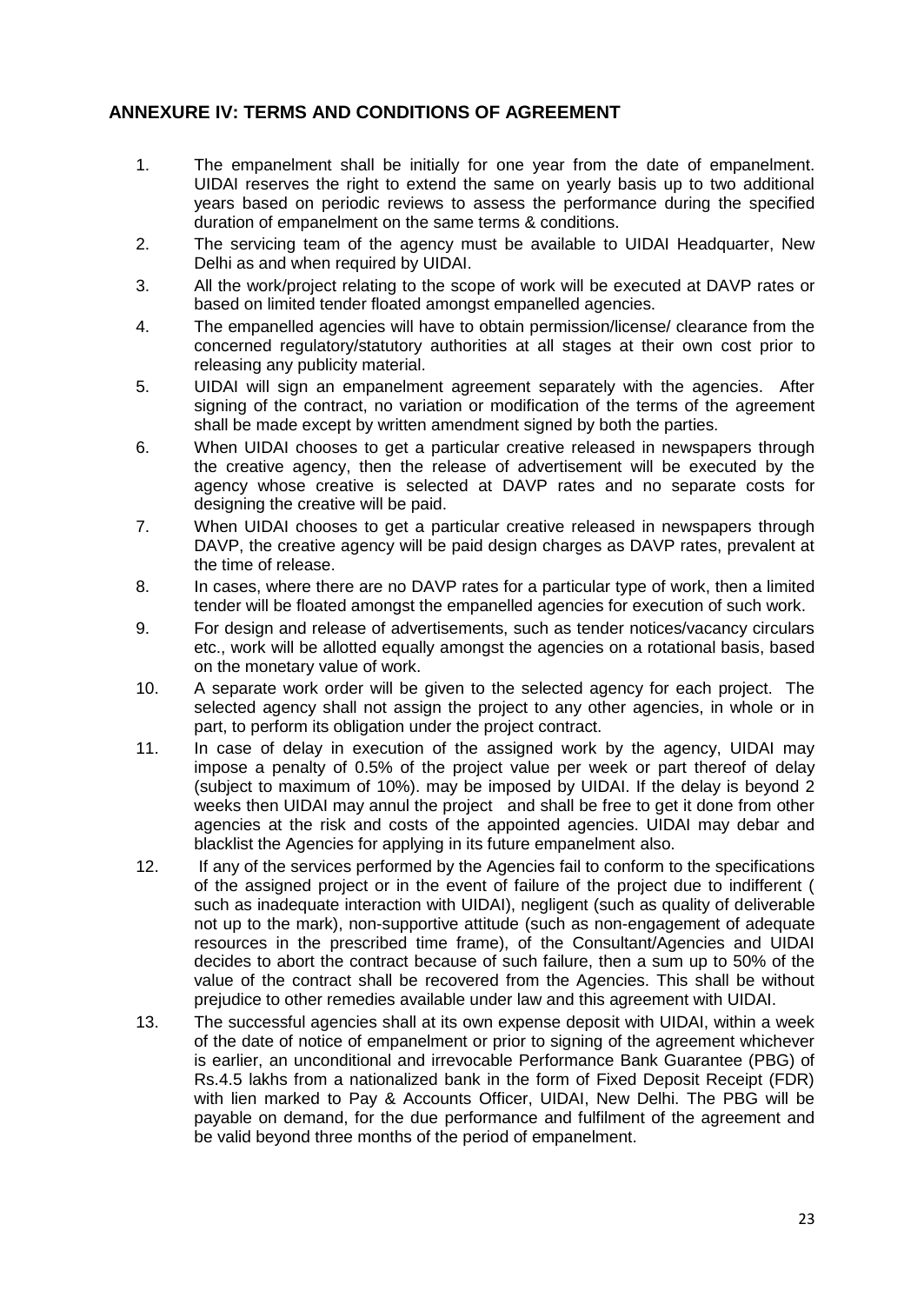## ANNEXURE IV: TERMS AND CONDITIONS OF AGREEMENT

1. The empanelment shall be initially for one year from the date of empanelment. UIDAI reserves the right to extend the same on yearly basis up to two additional years based on periodic reviews to assess the performance during the specified duration of empanelment on the same terms & conditions.
2. The servicing team of the agency must be available to UIDAI Headquarter, New Delhi as and when required by UIDAI.
3. All the work/project relating to the scope of work will be executed at DAVP rates or based on limited tender floated amongst empanelled agencies.
4. The empanelled agencies will have to obtain permission/license/ clearance from the concerned regulatory/statutory authorities at all stages at their own cost prior to releasing any publicity material.
5. UIDAI will sign an empanelment agreement separately with the agencies. After signing of the contract, no variation or modification of the terms of the agreement shall be made except by written amendment signed by both the parties.
6. When UIDAI chooses to get a particular creative released in newspapers through the creative agency, then the release of advertisement will be executed by the agency whose creative is selected at DAVP rates and no separate costs for designing the creative will be paid.
7. When UIDAI chooses to get a particular creative released in newspapers through DAVP, the creative agency will be paid design charges as DAVP rates, prevalent at the time of release.
8. In cases, where there are no DAVP rates for a particular type of work, then a limited tender will be floated amongst the empanelled agencies for execution of such work.
9. For design and release of advertisements, such as tender notices/vacancy circulars etc., work will be allotted equally amongst the agencies on a rotational basis, based on the monetary value of work.
10. A separate work order will be given to the selected agency for each project. The selected agency shall not assign the project to any other agencies, in whole or in part, to perform its obligation under the project contract.
11. In case of delay in execution of the assigned work by the agency, UIDAI may impose a penalty of 0.5% of the project value per week or part thereof of delay (subject to maximum of 10%). may be imposed by UIDAI. If the delay is beyond 2 weeks then UIDAI may annul the project and shall be free to get it done from other agencies at the risk and costs of the appointed agencies. UIDAI may debar and blacklist the Agencies for applying in its future empanelment also.
12. If any of the services performed by the Agencies fail to conform to the specifications of the assigned project or in the event of failure of the project due to indifferent ( such as inadequate interaction with UIDAI), negligent (such as quality of deliverable not up to the mark), non-supportive attitude (such as non-engagement of adequate resources in the prescribed time frame), of the Consultant/Agencies and UIDAI decides to abort the contract because of such failure, then a sum up to 50% of the value of the contract shall be recovered from the Agencies. This shall be without prejudice to other remedies available under law and this agreement with UIDAI.
13. The successful agencies shall at its own expense deposit with UIDAI, within a week of the date of notice of empanelment or prior to signing of the agreement whichever is earlier, an unconditional and irrevocable Performance Bank Guarantee (PBG) of Rs.4.5 lakhs from a nationalized bank in the form of Fixed Deposit Receipt (FDR) with lien marked to Pay & Accounts Officer, UIDAI, New Delhi. The PBG will be payable on demand, for the due performance and fulfilment of the agreement and be valid beyond three months of the period of empanelment.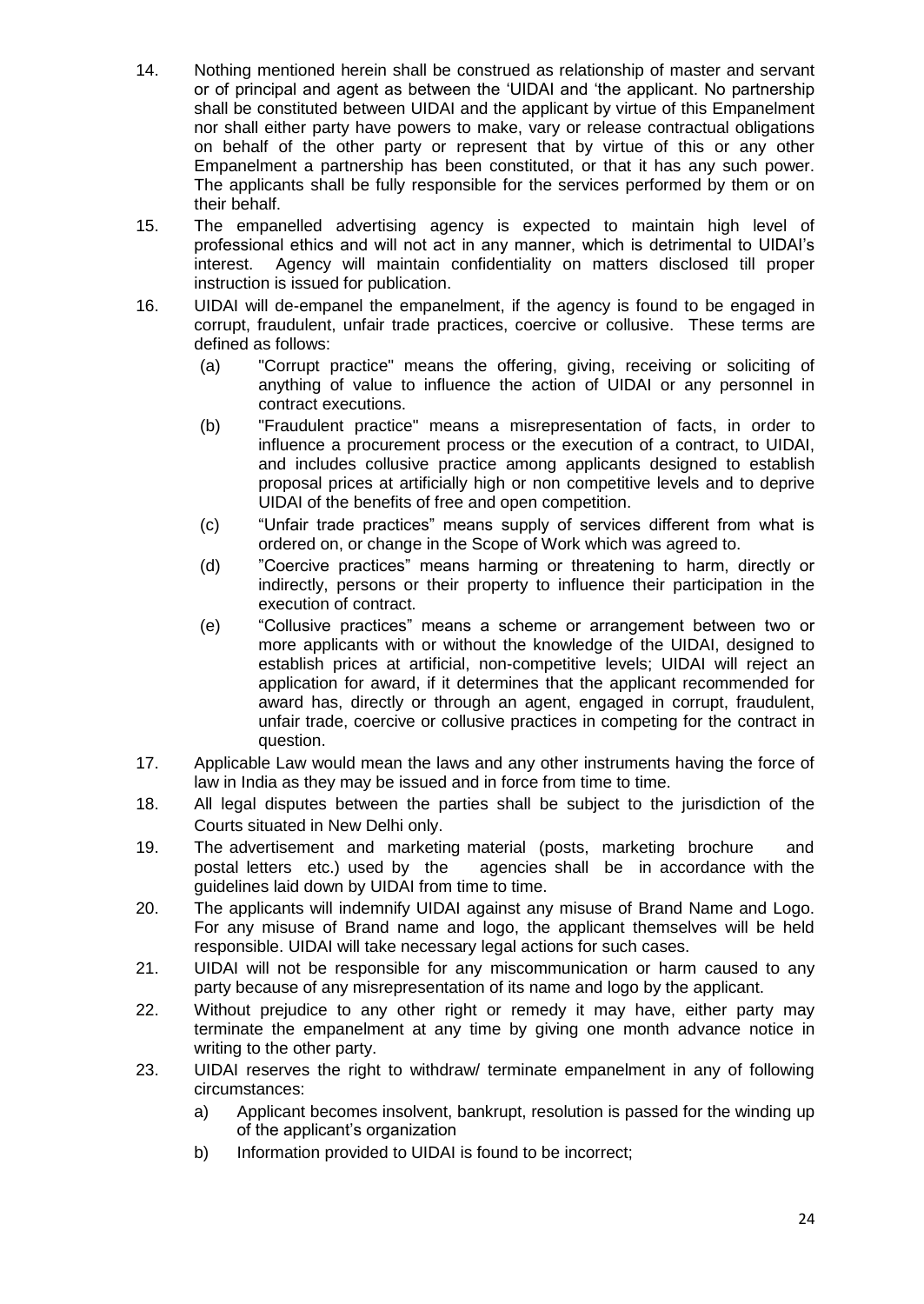14. Nothing mentioned herein shall be construed as relationship of master and servant or of principal and agent as between the 'UIDAI and 'the applicant. No partnership shall be constituted between UIDAI and the applicant by virtue of this Empanelment nor shall either party have powers to make, vary or release contractual obligations on behalf of the other party or represent that by virtue of this or any other Empanelment a partnership has been constituted, or that it has any such power. The applicants shall be fully responsible for the services performed by them or on their behalf.
15. The empanelled advertising agency is expected to maintain high level of professional ethics and will not act in any manner, which is detrimental to UIDAI's interest. Agency will maintain confidentiality on matters disclosed till proper instruction is issued for publication.
16. UIDAI will de-empanel the empanelment, if the agency is found to be engaged in corrupt, fraudulent, unfair trade practices, coercive or collusive. These terms are defined as follows:
    (a) "Corrupt practice" means the offering, giving, receiving or soliciting of anything of value to influence the action of UIDAI or any personnel in contract executions.
    (b) "Fraudulent practice" means a misrepresentation of facts, in order to influence a procurement process or the execution of a contract, to UIDAI, and includes collusive practice among applicants designed to establish proposal prices at artificially high or non competitive levels and to deprive UIDAI of the benefits of free and open competition.
    (c) "Unfair trade practices" means supply of services different from what is ordered on, or change in the Scope of Work which was agreed to.
    (d) "Coercive practices" means harming or threatening to harm, directly or indirectly, persons or their property to influence their participation in the execution of contract.
    (e) "Collusive practices" means a scheme or arrangement between two or more applicants with or without the knowledge of the UIDAI, designed to establish prices at artificial, non-competitive levels; UIDAI will reject an application for award, if it determines that the applicant recommended for award has, directly or through an agent, engaged in corrupt, fraudulent, unfair trade, coercive or collusive practices in competing for the contract in question.
17. Applicable Law would mean the laws and any other instruments having the force of law in India as they may be issued and in force from time to time.
18. All legal disputes between the parties shall be subject to the jurisdiction of the Courts situated in New Delhi only.
19. The advertisement and marketing material (posts, marketing brochure and postal letters etc.) used by the agencies shall be in accordance with the guidelines laid down by UIDAI from time to time.
20. The applicants will indemnify UIDAI against any misuse of Brand Name and Logo. For any misuse of Brand name and logo, the applicant themselves will be held responsible. UIDAI will take necessary legal actions for such cases.
21. UIDAI will not be responsible for any miscommunication or harm caused to any party because of any misrepresentation of its name and logo by the applicant.
22. Without prejudice to any other right or remedy it may have, either party may terminate the empanelment at any time by giving one month advance notice in writing to the other party.
23. UIDAI reserves the right to withdraw/ terminate empanelment in any of following circumstances:
    a) Applicant becomes insolvent, bankrupt, resolution is passed for the winding up of the applicant's organization
    b) Information provided to UIDAI is found to be incorrect;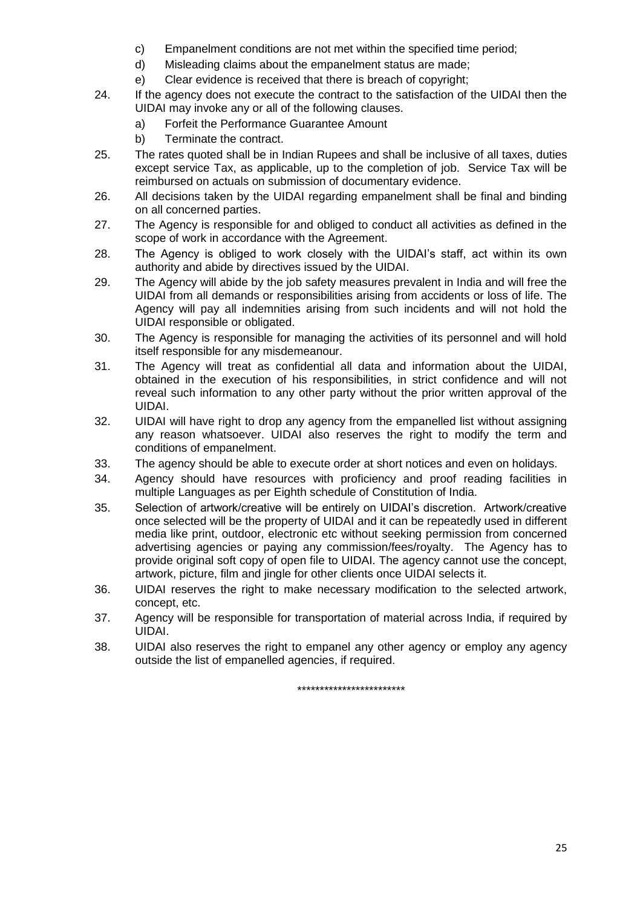c) Empanelment conditions are not met within the specified time period;
d) Misleading claims about the empanelment status are made;
e) Clear evidence is received that there is breach of copyright;

24. If the agency does not execute the contract to the satisfaction of the UIDAI then the UIDAI may invoke any or all of the following clauses.
    a) Forfeit the Performance Guarantee Amount
    b) Terminate the contract.
25. The rates quoted shall be in Indian Rupees and shall be inclusive of all taxes, duties except service Tax, as applicable, up to the completion of job. Service Tax will be reimbursed on actuals on submission of documentary evidence.
26. All decisions taken by the UIDAI regarding empanelment shall be final and binding on all concerned parties.
27. The Agency is responsible for and obliged to conduct all activities as defined in the scope of work in accordance with the Agreement.
28. The Agency is obliged to work closely with the UIDAI's staff, act within its own authority and abide by directives issued by the UIDAI.
29. The Agency will abide by the job safety measures prevalent in India and will free the UIDAI from all demands or responsibilities arising from accidents or loss of life. The Agency will pay all indemnities arising from such incidents and will not hold the UIDAI responsible or obligated.
30. The Agency is responsible for managing the activities of its personnel and will hold itself responsible for any misdemeanour.
31. The Agency will treat as confidential all data and information about the UIDAI, obtained in the execution of his responsibilities, in strict confidence and will not reveal such information to any other party without the prior written approval of the UIDAI.
32. UIDAI will have right to drop any agency from the empanelled list without assigning any reason whatsoever. UIDAI also reserves the right to modify the term and conditions of empanelment.
33. The agency should be able to execute order at short notices and even on holidays.
34. Agency should have resources with proficiency and proof reading facilities in multiple Languages as per Eighth schedule of Constitution of India.
35. Selection of artwork/creative will be entirely on UIDAI's discretion. Artwork/creative once selected will be the property of UIDAI and it can be repeatedly used in different media like print, outdoor, electronic etc without seeking permission from concerned advertising agencies or paying any commission/fees/royalty. The Agency has to provide original soft copy of open file to UIDAI. The agency cannot use the concept, artwork, picture, film and jingle for other clients once UIDAI selects it.
36. UIDAI reserves the right to make necessary modification to the selected artwork, concept, etc.
37. Agency will be responsible for transportation of material across India, if required by UIDAI.
38. UIDAI also reserves the right to empanel any other agency or employ any agency outside the list of empanelled agencies, if required.

************************